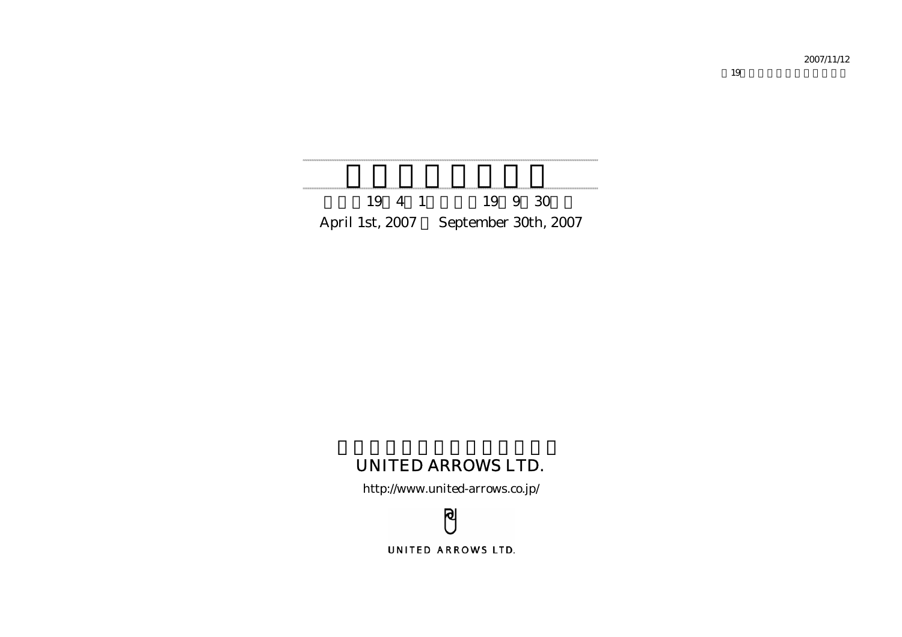2007/11/12

April 1st, 2007 ～ September 30th, 2007

UNITED ARROWS LTD.

http://www.united-arrows.co.jp/

UNITED ARROWS LTD.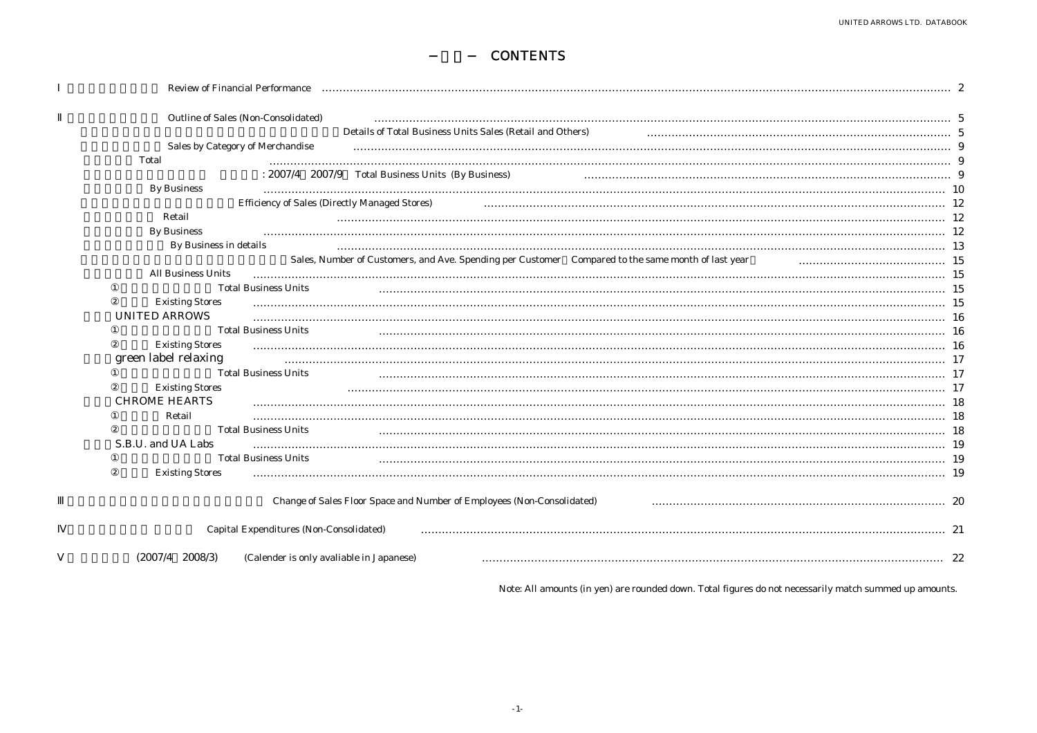# − − CONTENTS

| | | |
|---|---|---|
| Ⅰ | Review of Financial Performance | 2 |
| Ⅱ | Outline of Sales (Non-Consolidated) | 5 |
| | Details of Total Business Units Sales (Retail and Others) | 5 |
| | Sales by Category of Merchandise | 9 |
| | Total | 9 |
| | : 2007/4 2007/9 Total Business Units (By Business) | 9 |
| | By Business | 10 |
| | Efficiency of Sales (Directly Managed Stores) | 12 |
| | Retail | 12 |
| | By Business | 12 |
| | By Business in details | 13 |
| | Sales, Number of Customers, and Ave. Spending per Customer Compared to the same month of last year | 15 |
| | All Business Units | 15 |
| | ① Total Business Units | 15 |
| | ② Existing Stores | 15 |
| | UNITED ARROWS | 16 |
| | ① Total Business Units | 16 |
| | ② Existing Stores | 16 |
| | green label relaxing | 17 |
| | ① Total Business Units | 17 |
| | ② Existing Stores | 17 |
| | CHROME HEARTS | 18 |
| | ① Retail | 18 |
| | ② Total Business Units | 18 |
| | S.B.U. and UA Labs | 19 |
| | ① Total Business Units | 19 |
| | ② Existing Stores | 19 |
| Ⅲ | Change of Sales Floor Space and Number of Employees (Non-Consolidated) | 20 |
| Ⅳ | Capital Expenditures (Non-Consolidated) | 21 |
| Ⅴ | (2007/4 2008/3) (Calender is only avaliable in Japanese) | 22 |

Note: All amounts (in yen) are rounded down. Total figures do not necessarily match summed up amounts.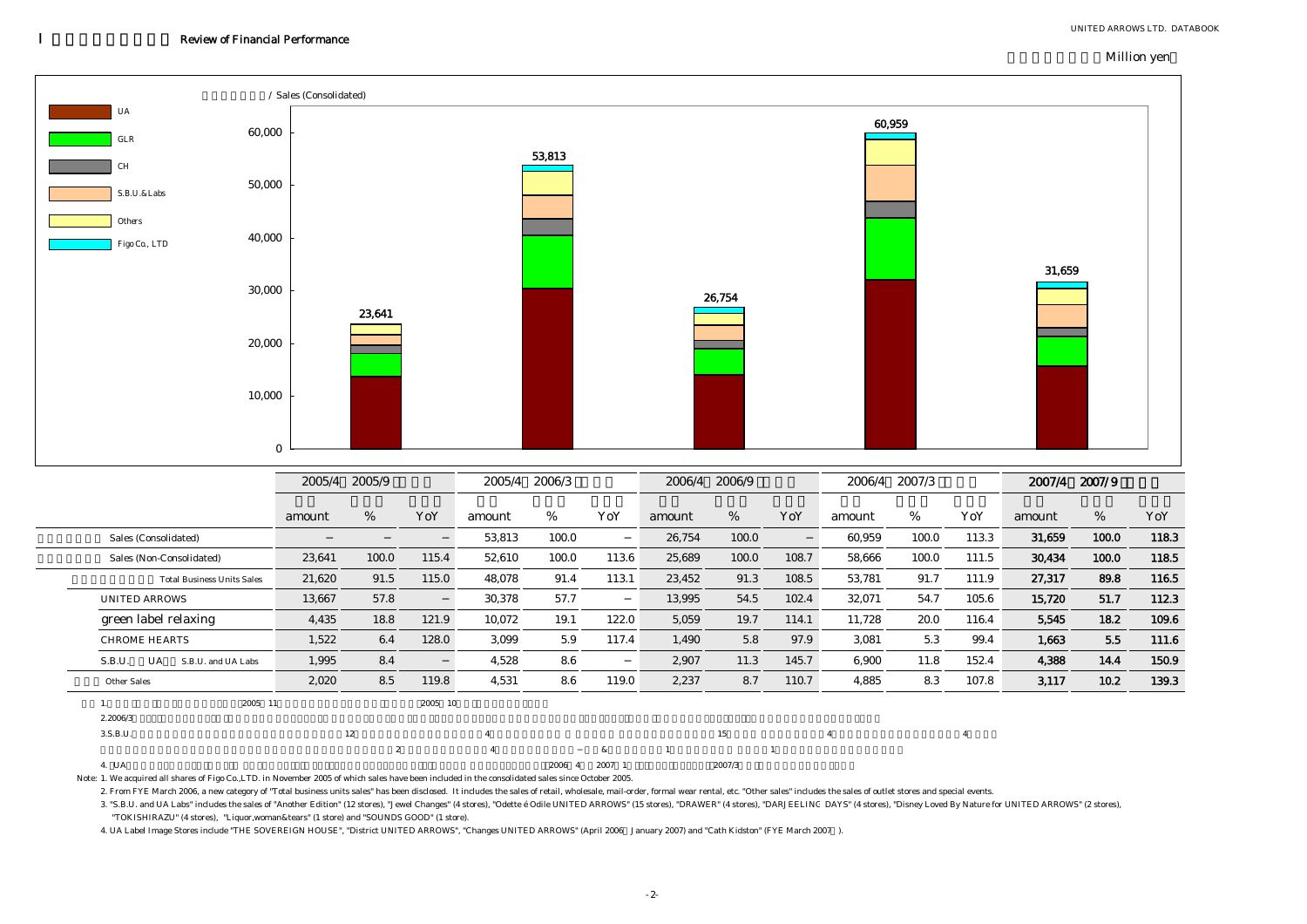## Ⅰ Review of Financial Performance

Million yen

/ Sales (Consolidated)

Legend: UA, GLR, CH, S.B.U.&Labs, Others, Figo Co., LTD

| Period | Total |
|---|---|
| 2005/4–2005/9 | 23,641 |
| 2005/4–2006/3 | 53,813 |
| 2006/4–2006/9 | 26,754 |
| 2006/4–2007/3 | 60,959 |
| 2007/4–2007/9 | 31,659 |

| | 2005/4 2005/9 | | | 2005/4 2006/3 | | | 2006/4 2006/9 | | | 2006/4 2007/3 | | | **2007/4 2007/9** | | |
|---|---|---|---|---|---|---|---|---|---|---|---|---|---|---|---|
| | amount | % | YoY | amount | % | YoY | amount | % | YoY | amount | % | YoY | **amount** | **%** | **YoY** |
| Sales (Consolidated) | − | − | − | 53,813 | 100.0 | − | 26,754 | 100.0 | − | 60,959 | 100.0 | 113.3 | **31,659** | **100.0** | **118.3** |
| Sales (Non-Consolidated) | 23,641 | 100.0 | 115.4 | 52,610 | 100.0 | 113.6 | 25,689 | 100.0 | 108.7 | 58,666 | 100.0 | 111.5 | **30,434** | **100.0** | **118.5** |
| Total Business Units Sales | 21,620 | 91.5 | 115.0 | 48,078 | 91.4 | 113.1 | 23,452 | 91.3 | 108.5 | 53,781 | 91.7 | 111.9 | **27,317** | **89.8** | **116.5** |
| UNITED ARROWS | 13,667 | 57.8 | − | 30,378 | 57.7 | − | 13,995 | 54.5 | 102.4 | 32,071 | 54.7 | 105.6 | **15,720** | **51.7** | **112.3** |
| green label relaxing | 4,435 | 18.8 | 121.9 | 10,072 | 19.1 | 122.0 | 5,059 | 19.7 | 114.1 | 11,728 | 20.0 | 116.4 | **5,545** | **18.2** | **109.6** |
| CHROME HEARTS | 1,522 | 6.4 | 128.0 | 3,099 | 5.9 | 117.4 | 1,490 | 5.8 | 97.9 | 3,081 | 5.3 | 99.4 | **1,663** | **5.5** | **111.6** |
| S.B.U. UA S.B.U. and UA Labs | 1,995 | 8.4 | − | 4,528 | 8.6 | − | 2,907 | 11.3 | 145.7 | 6,900 | 11.8 | 152.4 | **4,388** | **14.4** | **150.9** |
| Other Sales | 2,020 | 8.5 | 119.8 | 4,531 | 8.6 | 119.0 | 2,237 | 8.7 | 110.7 | 4,885 | 8.3 | 107.8 | **3,117** | **10.2** | **139.3** |

Note: 1. We acquired all shares of Figo Co.,LTD. in November 2005 of which sales have been included in the consolidated sales since October 2005.

2. From FYE March 2006, a new category of "Total business units sales" has been disclosed. It includes the sales of retail, wholesale, mail-order, formal wear rental, etc. "Other sales" includes the sales of outlet stores and special events.

3. "S.B.U. and UA Labs" includes the sales of "Another Edition" (12 stores), "Jewel Changes" (4 stores), "Odette é Odile UNITED ARROWS" (15 stores), "DRAWER" (4 stores), "DARJEELING DAYS" (4 stores), "Disney Loved By Nature for UNITED ARROWS" (2 stores), "TOKISHIRAZU" (4 stores), "Liquor,woman&tears" (1 store) and "SOUNDS GOOD" (1 store).

4. UA Label Image Stores include "THE SOVEREIGN HOUSE", "District UNITED ARROWS", "Changes UNITED ARROWS" (April 2006 January 2007) and "Cath Kidston" (FYE March 2007 ).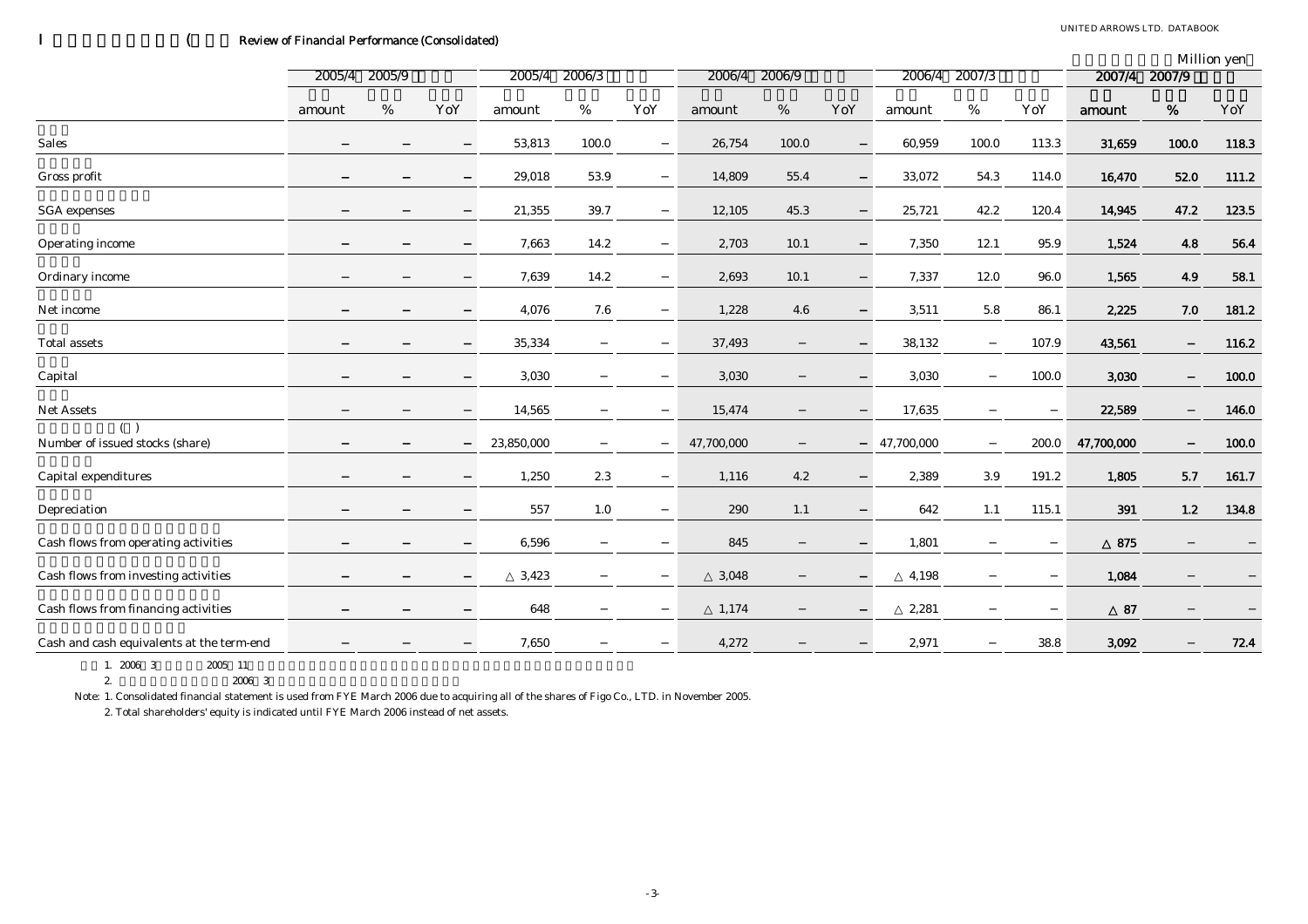## I (Review of Financial Performance (Consolidated)

Million yen

| | 2005/4 2005/9 | | | 2005/4 2006/3 | | | 2006/4 2006/9 | | | 2006/4 2007/3 | | | 2007/4 2007/9 | | |
|---|---|---|---|---|---|---|---|---|---|---|---|---|---|---|---|
| | amount | % | YoY | amount | % | YoY | amount | % | YoY | amount | % | YoY | amount | % | YoY |
| Sales | − | − | − | 53,813 | 100.0 | − | 26,754 | 100.0 | − | 60,959 | 100.0 | 113.3 | 31,659 | 100.0 | 118.3 |
| Gross profit | − | − | − | 29,018 | 53.9 | − | 14,809 | 55.4 | − | 33,072 | 54.3 | 114.0 | 16,470 | 52.0 | 111.2 |
| SGA expenses | − | − | − | 21,355 | 39.7 | − | 12,105 | 45.3 | − | 25,721 | 42.2 | 120.4 | 14,945 | 47.2 | 123.5 |
| Operating income | − | − | − | 7,663 | 14.2 | − | 2,703 | 10.1 | − | 7,350 | 12.1 | 95.9 | 1,524 | 4.8 | 56.4 |
| Ordinary income | − | − | − | 7,639 | 14.2 | − | 2,693 | 10.1 | − | 7,337 | 12.0 | 96.0 | 1,565 | 4.9 | 58.1 |
| Net income | − | − | − | 4,076 | 7.6 | − | 1,228 | 4.6 | − | 3,511 | 5.8 | 86.1 | 2,225 | 7.0 | 181.2 |
| Total assets | − | − | − | 35,334 | − | − | 37,493 | − | − | 38,132 | − | 107.9 | 43,561 | − | 116.2 |
| Capital | − | − | − | 3,030 | − | − | 3,030 | − | − | 3,030 | − | 100.0 | 3,030 | − | 100.0 |
| Net Assets | − | − | − | 14,565 | − | − | 15,474 | − | − | 17,635 | − | − | 22,589 | − | 146.0 |
| ( ) Number of issued stocks (share) | − | − | − | 23,850,000 | − | − | 47,700,000 | − | − | 47,700,000 | − | 200.0 | 47,700,000 | − | 100.0 |
| Capital expenditures | − | − | − | 1,250 | 2.3 | − | 1,116 | 4.2 | − | 2,389 | 3.9 | 191.2 | 1,805 | 5.7 | 161.7 |
| Depreciation | − | − | − | 557 | 1.0 | − | 290 | 1.1 | − | 642 | 1.1 | 115.1 | 391 | 1.2 | 134.8 |
| Cash flows from operating activities | − | − | − | 6,596 | − | − | 845 | − | − | 1,801 | − | − | △875 | − | − |
| Cash flows from investing activities | − | − | − | △3,423 | − | − | △3,048 | − | − | △4,198 | − | − | 1,084 | − | − |
| Cash flows from financing activities | − | − | − | 648 | − | − | △1,174 | − | − | △2,281 | − | − | △87 | − | − |
| Cash and cash equivalents at the term-end | − | − | − | 7,650 | − | − | 4,272 | − | − | 2,971 | − | 38.8 | 3,092 | − | 72.4 |

1. 2006 3 2005 11

2. 2006 3

Note: 1. Consolidated financial statement is used from FYE March 2006 due to acquiring all of the shares of Figo Co., LTD. in November 2005.

2. Total shareholders' equity is indicated until FYE March 2006 instead of net assets.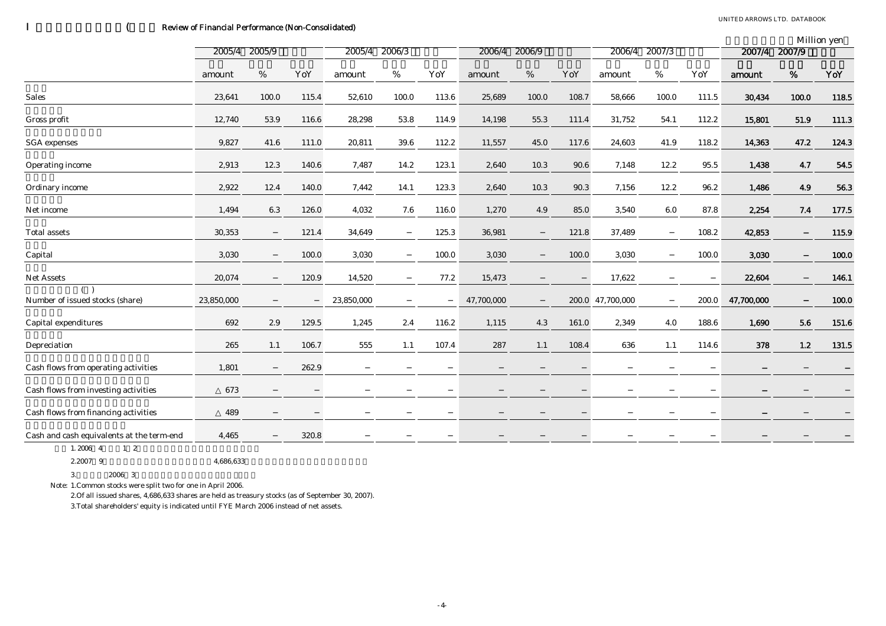## I　(　Review of Financial Performance (Non-Consolidated)

Million yen

| | 2005/4 2005/9 | | | 2005/4 2006/3 | | | 2006/4 2006/9 | | | 2006/4 2007/3 | | | 2007/4 2007/9 | | |
|---|---|---|---|---|---|---|---|---|---|---|---|---|---|---|---|
| | amount | % | YoY | amount | % | YoY | amount | % | YoY | amount | % | YoY | amount | % | YoY |
| Sales | 23,641 | 100.0 | 115.4 | 52,610 | 100.0 | 113.6 | 25,689 | 100.0 | 108.7 | 58,666 | 100.0 | 111.5 | 30,434 | 100.0 | 118.5 |
| Gross profit | 12,740 | 53.9 | 116.6 | 28,298 | 53.8 | 114.9 | 14,198 | 55.3 | 111.4 | 31,752 | 54.1 | 112.2 | 15,801 | 51.9 | 111.3 |
| SGA expenses | 9,827 | 41.6 | 111.0 | 20,811 | 39.6 | 112.2 | 11,557 | 45.0 | 117.6 | 24,603 | 41.9 | 118.2 | 14,363 | 47.2 | 124.3 |
| Operating income | 2,913 | 12.3 | 140.6 | 7,487 | 14.2 | 123.1 | 2,640 | 10.3 | 90.6 | 7,148 | 12.2 | 95.5 | 1,438 | 4.7 | 54.5 |
| Ordinary income | 2,922 | 12.4 | 140.0 | 7,442 | 14.1 | 123.3 | 2,640 | 10.3 | 90.3 | 7,156 | 12.2 | 96.2 | 1,486 | 4.9 | 56.3 |
| Net income | 1,494 | 6.3 | 126.0 | 4,032 | 7.6 | 116.0 | 1,270 | 4.9 | 85.0 | 3,540 | 6.0 | 87.8 | 2,254 | 7.4 | 177.5 |
| Total assets | 30,353 | – | 121.4 | 34,649 | – | 125.3 | 36,981 | – | 121.8 | 37,489 | – | 108.2 | 42,853 | – | 115.9 |
| Capital | 3,030 | – | 100.0 | 3,030 | – | 100.0 | 3,030 | – | 100.0 | 3,030 | – | 100.0 | 3,030 | – | 100.0 |
| Net Assets | 20,074 | – | 120.9 | 14,520 | – | 77.2 | 15,473 | – | – | 17,622 | – | – | 22,604 | – | 146.1 |
| ( ) Number of issued stocks (share) | 23,850,000 | – | – | 23,850,000 | – | – | 47,700,000 | – | 200.0 | 47,700,000 | – | 200.0 | 47,700,000 | – | 100.0 |
| Capital expenditures | 692 | 2.9 | 129.5 | 1,245 | 2.4 | 116.2 | 1,115 | 4.3 | 161.0 | 2,349 | 4.0 | 188.6 | 1,690 | 5.6 | 151.6 |
| Depreciation | 265 | 1.1 | 106.7 | 555 | 1.1 | 107.4 | 287 | 1.1 | 108.4 | 636 | 1.1 | 114.6 | 378 | 1.2 | 131.5 |
| Cash flows from operating activities | 1,801 | – | 262.9 | – | – | – | – | – | – | – | – | – | – | – | – |
| Cash flows from investing activities | △673 | – | – | – | – | – | – | – | – | – | – | – | – | – | – |
| Cash flows from financing activities | △489 | – | – | – | – | – | – | – | – | – | – | – | – | – | – |
| Cash and cash equivalents at the term-end | 4,465 | – | 320.8 | – | – | – | – | – | – | – | – | – | – | – | – |

1. 2006 4 1 2

2. 2007 9 4,686,633

3. 2006 3

Note: 1.Common stocks were split two for one in April 2006.

2.Of all issued shares, 4,686,633 shares are held as treasury stocks (as of September 30, 2007).

3.Total shareholders' equity is indicated until FYE March 2006 instead of net assets.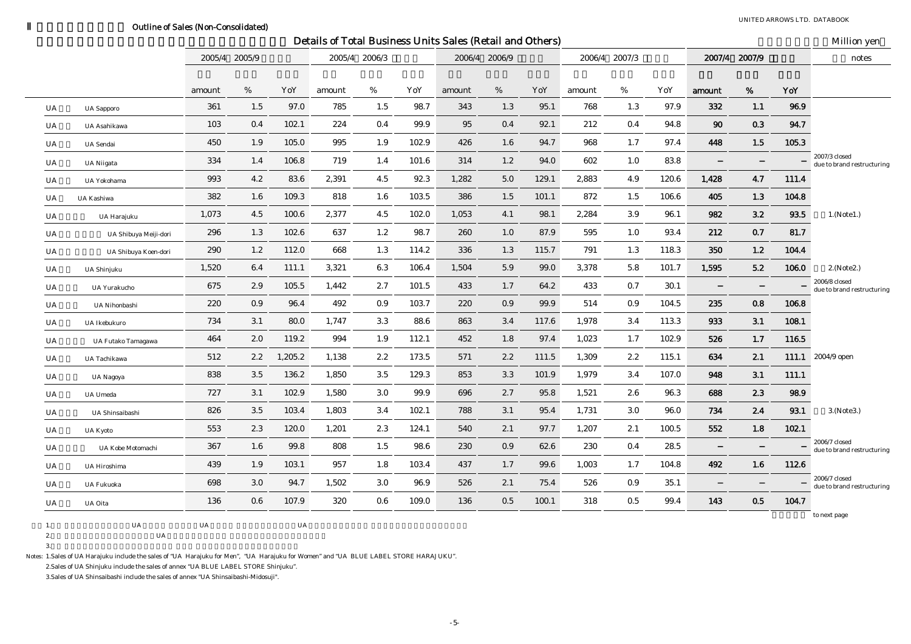## Ⅱ Outline of Sales (Non-Consolidated)

### Details of Total Business Units Sales (Retail and Others)

Million yen

| | 2005/4 2005/9 | | | 2005/4 2006/3 | | | 2006/4 2006/9 | | | 2006/4 2007/3 | | | 2007/4 2007/9 | | | notes |
|---|---|---|---|---|---|---|---|---|---|---|---|---|---|---|---|---|
| | amount | % | YoY | amount | % | YoY | amount | % | YoY | amount | % | YoY | amount | % | YoY | |
| UA Sapporo | 361 | 1.5 | 97.0 | 785 | 1.5 | 98.7 | 343 | 1.3 | 95.1 | 768 | 1.3 | 97.9 | 332 | 1.1 | 96.9 | |
| UA Asahikawa | 103 | 0.4 | 102.1 | 224 | 0.4 | 99.9 | 95 | 0.4 | 92.1 | 212 | 0.4 | 94.8 | 90 | 0.3 | 94.7 | |
| UA Sendai | 450 | 1.9 | 105.0 | 995 | 1.9 | 102.9 | 426 | 1.6 | 94.7 | 968 | 1.7 | 97.4 | 448 | 1.5 | 105.3 | |
| UA Niigata | 334 | 1.4 | 106.8 | 719 | 1.4 | 101.6 | 314 | 1.2 | 94.0 | 602 | 1.0 | 83.8 | − | − | − | 2007/3 closed due to brand restructuring |
| UA Yokohama | 993 | 4.2 | 83.6 | 2,391 | 4.5 | 92.3 | 1,282 | 5.0 | 129.1 | 2,883 | 4.9 | 120.6 | 1,428 | 4.7 | 111.4 | |
| UA Kashiwa | 382 | 1.6 | 109.3 | 818 | 1.6 | 103.5 | 386 | 1.5 | 101.1 | 872 | 1.5 | 106.6 | 405 | 1.3 | 104.8 | |
| UA Harajuku | 1,073 | 4.5 | 100.6 | 2,377 | 4.5 | 102.0 | 1,053 | 4.1 | 98.1 | 2,284 | 3.9 | 96.1 | 982 | 3.2 | 93.5 | 1.(Note1.) |
| UA Shibuya Meiji-dori | 296 | 1.3 | 102.6 | 637 | 1.2 | 98.7 | 260 | 1.0 | 87.9 | 595 | 1.0 | 93.4 | 212 | 0.7 | 81.7 | |
| UA Shibuya Koen-dori | 290 | 1.2 | 112.0 | 668 | 1.3 | 114.2 | 336 | 1.3 | 115.7 | 791 | 1.3 | 118.3 | 350 | 1.2 | 104.4 | |
| UA Shinjuku | 1,520 | 6.4 | 111.1 | 3,321 | 6.3 | 106.4 | 1,504 | 5.9 | 99.0 | 3,378 | 5.8 | 101.7 | 1,595 | 5.2 | 106.0 | 2.(Note2.) |
| UA Yurakucho | 675 | 2.9 | 105.5 | 1,442 | 2.7 | 101.5 | 433 | 1.7 | 64.2 | 433 | 0.7 | 30.1 | − | − | − | 2006/8 closed due to brand restructuring |
| UA Nihonbashi | 220 | 0.9 | 96.4 | 492 | 0.9 | 103.7 | 220 | 0.9 | 99.9 | 514 | 0.9 | 104.5 | 235 | 0.8 | 106.8 | |
| UA Ikebukuro | 734 | 3.1 | 80.0 | 1,747 | 3.3 | 88.6 | 863 | 3.4 | 117.6 | 1,978 | 3.4 | 113.3 | 933 | 3.1 | 108.1 | |
| UA Futako Tamagawa | 464 | 2.0 | 119.2 | 994 | 1.9 | 112.1 | 452 | 1.8 | 97.4 | 1,023 | 1.7 | 102.9 | 526 | 1.7 | 116.5 | |
| UA Tachikawa | 512 | 2.2 | 1,205.2 | 1,138 | 2.2 | 173.5 | 571 | 2.2 | 111.5 | 1,309 | 2.2 | 115.1 | 634 | 2.1 | 111.1 | 2004/9 open |
| UA Nagoya | 838 | 3.5 | 136.2 | 1,850 | 3.5 | 129.3 | 853 | 3.3 | 101.9 | 1,979 | 3.4 | 107.0 | 948 | 3.1 | 111.1 | |
| UA Umeda | 727 | 3.1 | 102.9 | 1,580 | 3.0 | 99.9 | 696 | 2.7 | 95.8 | 1,521 | 2.6 | 96.3 | 688 | 2.3 | 98.9 | |
| UA Shinsaibashi | 826 | 3.5 | 103.4 | 1,803 | 3.4 | 102.1 | 788 | 3.1 | 95.4 | 1,731 | 3.0 | 96.0 | 734 | 2.4 | 93.1 | 3.(Note3.) |
| UA Kyoto | 553 | 2.3 | 120.0 | 1,201 | 2.3 | 124.1 | 540 | 2.1 | 97.7 | 1,207 | 2.1 | 100.5 | 552 | 1.8 | 102.1 | |
| UA Kobe Motomachi | 367 | 1.6 | 99.8 | 808 | 1.5 | 98.6 | 230 | 0.9 | 62.6 | 230 | 0.4 | 28.5 | − | − | − | 2006/7 closed due to brand restructuring |
| UA Hiroshima | 439 | 1.9 | 103.1 | 957 | 1.8 | 103.4 | 437 | 1.7 | 99.6 | 1,003 | 1.7 | 104.8 | 492 | 1.6 | 112.6 | |
| UA Fukuoka | 698 | 3.0 | 94.7 | 1,502 | 3.0 | 96.9 | 526 | 2.1 | 75.4 | 526 | 0.9 | 35.1 | − | − | − | 2006/7 closed due to brand restructuring |
| UA Oita | 136 | 0.6 | 107.9 | 320 | 0.6 | 109.0 | 136 | 0.5 | 100.1 | 318 | 0.5 | 99.4 | 143 | 0.5 | 104.7 | |

to next page

Notes: 1.Sales of UA Harajuku include the sales of "UA Harajuku for Men", "UA Harajuku for Women" and "UA BLUE LABEL STORE HARAJUKU".

2.Sales of UA Shinjuku include the sales of annex "UA BLUE LABEL STORE Shinjuku".

3.Sales of UA Shinsaibashi include the sales of annex "UA Shinsaibashi-Midosuji".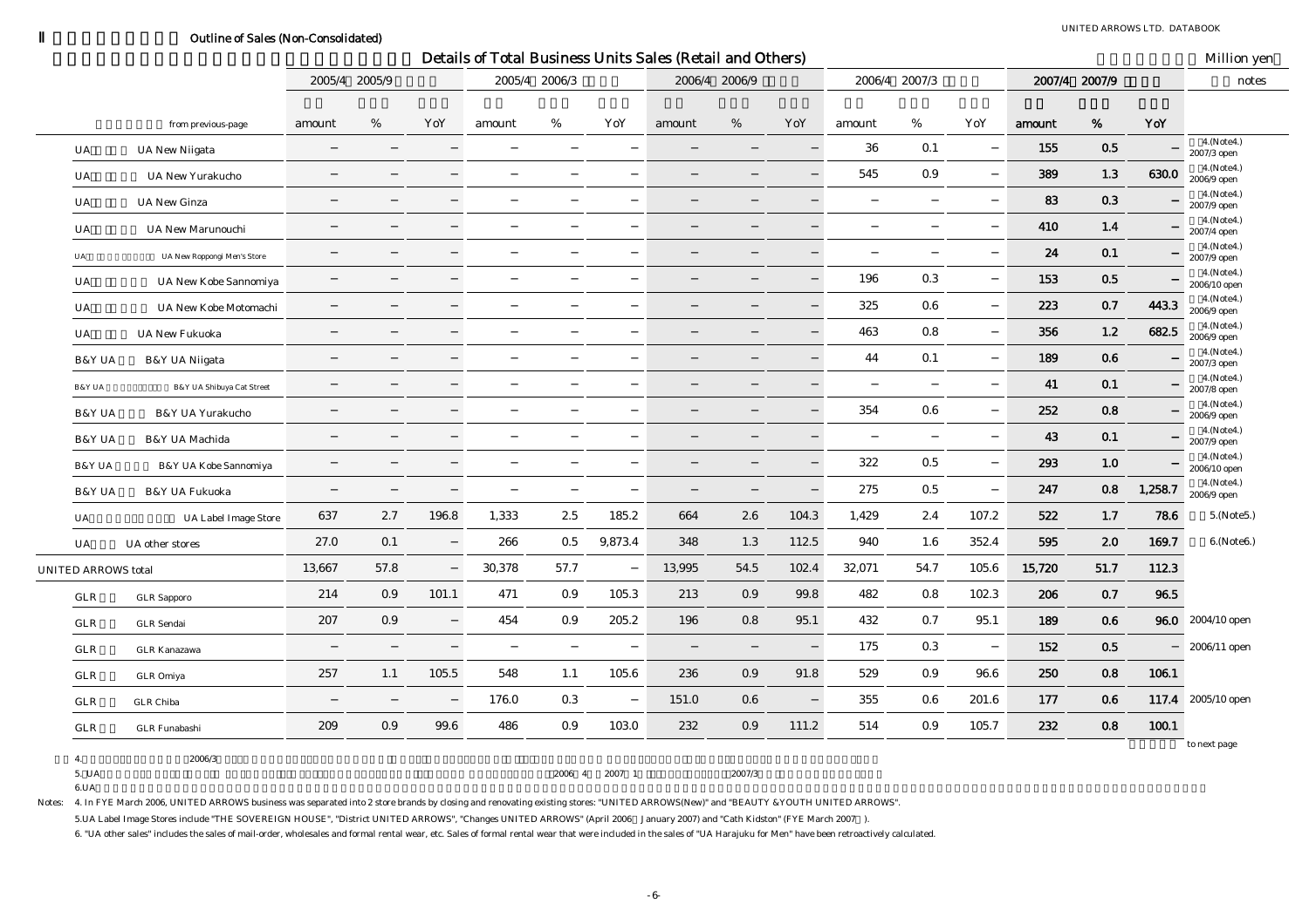## Ⅱ Outline of Sales (Non-Consolidated)

### Details of Total Business Units Sales (Retail and Others)

Million yen

| from previous-page | 2005/4 2005/9 amount | % | YoY | 2005/4 2006/3 amount | % | YoY | 2006/4 2006/9 amount | % | YoY | 2006/4 2007/3 amount | % | YoY | 2007/4 2007/9 amount | % | YoY | notes |
|---|---|---|---|---|---|---|---|---|---|---|---|---|---|---|---|---|
| UA New Niigata | − | − | − | − | − | − | − | − | − | 36 | 0.1 | − | 155 | 0.5 | − | 4.(Note4.) 2007/3 open |
| UA New Yurakucho | − | − | − | − | − | − | − | − | − | 545 | 0.9 | − | 389 | 1.3 | 630.0 | 4.(Note4.) 2006/9 open |
| UA New Ginza | − | − | − | − | − | − | − | − | − | − | − | − | 83 | 0.3 | − | 4.(Note4.) 2007/9 open |
| UA New Marunouchi | − | − | − | − | − | − | − | − | − | − | − | − | 410 | 1.4 | − | 4.(Note4.) 2007/4 open |
| UA New Roppongi Men's Store | − | − | − | − | − | − | − | − | − | − | − | − | 24 | 0.1 | − | 4.(Note4.) 2007/9 open |
| UA New Kobe Sannomiya | − | − | − | − | − | − | − | − | − | 196 | 0.3 | − | 153 | 0.5 | − | 4.(Note4.) 2006/10 open |
| UA New Kobe Motomachi | − | − | − | − | − | − | − | − | − | 325 | 0.6 | − | 223 | 0.7 | 443.3 | 4.(Note4.) 2006/9 open |
| UA New Fukuoka | − | − | − | − | − | − | − | − | − | 463 | 0.8 | − | 356 | 1.2 | 682.5 | 4.(Note4.) 2006/9 open |
| B&Y UA Niigata | − | − | − | − | − | − | − | − | − | 44 | 0.1 | − | 189 | 0.6 | − | 4.(Note4.) 2007/3 open |
| B&Y UA Shibuya Cat Street | − | − | − | − | − | − | − | − | − | − | − | − | 41 | 0.1 | − | 4.(Note4.) 2007/8 open |
| B&Y UA Yurakucho | − | − | − | − | − | − | − | − | − | 354 | 0.6 | − | 252 | 0.8 | − | 4.(Note4.) 2006/9 open |
| B&Y UA Machida | − | − | − | − | − | − | − | − | − | − | − | − | 43 | 0.1 | − | 4.(Note4.) 2007/9 open |
| B&Y UA Kobe Sannomiya | − | − | − | − | − | − | − | − | − | 322 | 0.5 | − | 293 | 1.0 | − | 4.(Note4.) 2006/10 open |
| B&Y UA Fukuoka | − | − | − | − | − | − | − | − | − | 275 | 0.5 | − | 247 | 0.8 | 1,258.7 | 4.(Note4.) 2006/9 open |
| UA Label Image Store | 637 | 2.7 | 196.8 | 1,333 | 2.5 | 185.2 | 664 | 2.6 | 104.3 | 1,429 | 2.4 | 107.2 | 522 | 1.7 | 78.6 | 5.(Note5.) |
| UA other stores | 27.0 | 0.1 | − | 266 | 0.5 | 9,873.4 | 348 | 1.3 | 112.5 | 940 | 1.6 | 352.4 | 595 | 2.0 | 169.7 | 6.(Note6.) |
| UNITED ARROWS total | 13,667 | 57.8 | − | 30,378 | 57.7 | − | 13,995 | 54.5 | 102.4 | 32,071 | 54.7 | 105.6 | 15,720 | 51.7 | 112.3 | |
| GLR Sapporo | 214 | 0.9 | 101.1 | 471 | 0.9 | 105.3 | 213 | 0.9 | 99.8 | 482 | 0.8 | 102.3 | 206 | 0.7 | 96.5 | |
| GLR Sendai | 207 | 0.9 | − | 454 | 0.9 | 205.2 | 196 | 0.8 | 95.1 | 432 | 0.7 | 95.1 | 189 | 0.6 | 96.0 | 2004/10 open |
| GLR Kanazawa | − | − | − | − | − | − | − | − | − | 175 | 0.3 | − | 152 | 0.5 | − | 2006/11 open |
| GLR Omiya | 257 | 1.1 | 105.5 | 548 | 1.1 | 105.6 | 236 | 0.9 | 91.8 | 529 | 0.9 | 96.6 | 250 | 0.8 | 106.1 | |
| GLR Chiba | − | − | − | 176.0 | 0.3 | − | 151.0 | 0.6 | − | 355 | 0.6 | 201.6 | 177 | 0.6 | 117.4 | 2005/10 open |
| GLR Funabashi | 209 | 0.9 | 99.6 | 486 | 0.9 | 103.0 | 232 | 0.9 | 111.2 | 514 | 0.9 | 105.7 | 232 | 0.8 | 100.1 | |

to next page

Notes: 4. In FYE March 2006, UNITED ARROWS business was separated into 2 store brands by closing and renovating existing stores: "UNITED ARROWS(New)" and "BEAUTY &YOUTH UNITED ARROWS".

5.UA Label Image Stores include "THE SOVEREIGN HOUSE", "District UNITED ARROWS", "Changes UNITED ARROWS" (April 2006 January 2007) and "Cath Kidston" (FYE March 2007 ).

6. "UA other sales" includes the sales of mail-order, wholesales and formal rental wear, etc. Sales of formal rental wear that were included in the sales of "UA Harajuku for Men" have been retroactively calculated.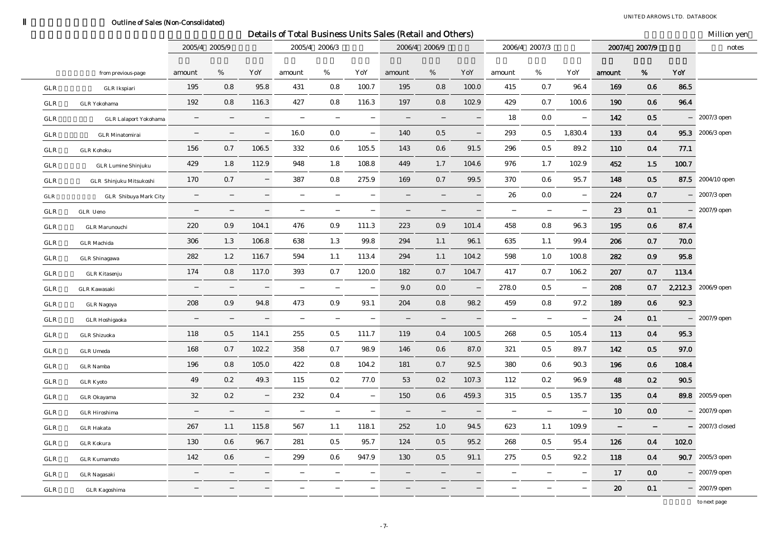Ⅱ Outline of Sales (Non-Consolidated)

## Details of Total Business Units Sales (Retail and Others)

Million yen

| | 2005/4 2005/9 | | | 2005/4 2006/3 | | | 2006/4 2006/9 | | | 2006/4 2007/3 | | | 2007/4 2007/9 | | | notes |
|---|---|---|---|---|---|---|---|---|---|---|---|---|---|---|---|---|
| from previous-page | amount | % | YoY | amount | % | YoY | amount | % | YoY | amount | % | YoY | amount | % | YoY | |
| GLR Ikspiari | 195 | 0.8 | 95.8 | 431 | 0.8 | 100.7 | 195 | 0.8 | 100.0 | 415 | 0.7 | 96.4 | 169 | 0.6 | 86.5 | |
| GLR Yokohama | 192 | 0.8 | 116.3 | 427 | 0.8 | 116.3 | 197 | 0.8 | 102.9 | 429 | 0.7 | 100.6 | 190 | 0.6 | 96.4 | |
| GLR Lalaport Yokohama | − | − | − | − | − | − | − | − | − | 18 | 0.0 | − | 142 | 0.5 | − | 2007/3 open |
| GLR Minatomirai | − | − | − | 16.0 | 0.0 | − | 140 | 0.5 | − | 293 | 0.5 | 1,830.4 | 133 | 0.4 | 95.3 | 2006/3 open |
| GLR Kohoku | 156 | 0.7 | 106.5 | 332 | 0.6 | 105.5 | 143 | 0.6 | 91.5 | 296 | 0.5 | 89.2 | 110 | 0.4 | 77.1 | |
| GLR Lumine Shinjuku | 429 | 1.8 | 112.9 | 948 | 1.8 | 108.8 | 449 | 1.7 | 104.6 | 976 | 1.7 | 102.9 | 452 | 1.5 | 100.7 | |
| GLR Shinjuku Mitsukoshi | 170 | 0.7 | − | 387 | 0.8 | 275.9 | 169 | 0.7 | 99.5 | 370 | 0.6 | 95.7 | 148 | 0.5 | 87.5 | 2004/10 open |
| GLR Shibuya Mark City | − | − | − | − | − | − | − | − | − | 26 | 0.0 | − | 224 | 0.7 | − | 2007/3 open |
| GLR Ueno | − | − | − | − | − | − | − | − | − | − | − | − | 23 | 0.1 | − | 2007/9 open |
| GLR Marunouchi | 220 | 0.9 | 104.1 | 476 | 0.9 | 111.3 | 223 | 0.9 | 101.4 | 458 | 0.8 | 96.3 | 195 | 0.6 | 87.4 | |
| GLR Machida | 306 | 1.3 | 106.8 | 638 | 1.3 | 99.8 | 294 | 1.1 | 96.1 | 635 | 1.1 | 99.4 | 206 | 0.7 | 70.0 | |
| GLR Shinagawa | 282 | 1.2 | 116.7 | 594 | 1.1 | 113.4 | 294 | 1.1 | 104.2 | 598 | 1.0 | 100.8 | 282 | 0.9 | 95.8 | |
| GLR Kitasenju | 174 | 0.8 | 117.0 | 393 | 0.7 | 120.0 | 182 | 0.7 | 104.7 | 417 | 0.7 | 106.2 | 207 | 0.7 | 113.4 | |
| GLR Kawasaki | − | − | − | − | − | − | 9.0 | 0.0 | − | 278.0 | 0.5 | − | 208 | 0.7 | 2,212.3 | 2006/9 open |
| GLR Nagoya | 208 | 0.9 | 94.8 | 473 | 0.9 | 93.1 | 204 | 0.8 | 98.2 | 459 | 0.8 | 97.2 | 189 | 0.6 | 92.3 | |
| GLR Hoshigaoka | − | − | − | − | − | − | − | − | − | − | − | − | 24 | 0.1 | − | 2007/9 open |
| GLR Shizuoka | 118 | 0.5 | 114.1 | 255 | 0.5 | 111.7 | 119 | 0.4 | 100.5 | 268 | 0.5 | 105.4 | 113 | 0.4 | 95.3 | |
| GLR Umeda | 168 | 0.7 | 102.2 | 358 | 0.7 | 98.9 | 146 | 0.6 | 87.0 | 321 | 0.5 | 89.7 | 142 | 0.5 | 97.0 | |
| GLR Namba | 196 | 0.8 | 105.0 | 422 | 0.8 | 104.2 | 181 | 0.7 | 92.5 | 380 | 0.6 | 90.3 | 196 | 0.6 | 108.4 | |
| GLR Kyoto | 49 | 0.2 | 49.3 | 115 | 0.2 | 77.0 | 53 | 0.2 | 107.3 | 112 | 0.2 | 96.9 | 48 | 0.2 | 90.5 | |
| GLR Okayama | 32 | 0.2 | − | 232 | 0.4 | − | 150 | 0.6 | 459.3 | 315 | 0.5 | 135.7 | 135 | 0.4 | 89.8 | 2005/9 open |
| GLR Hiroshima | − | − | − | − | − | − | − | − | − | − | − | − | 10 | 0.0 | − | 2007/9 open |
| GLR Hakata | 267 | 1.1 | 115.8 | 567 | 1.1 | 118.1 | 252 | 1.0 | 94.5 | 623 | 1.1 | 109.9 | − | − | − | 2007/3 closed |
| GLR Kokura | 130 | 0.6 | 96.7 | 281 | 0.5 | 95.7 | 124 | 0.5 | 95.2 | 268 | 0.5 | 95.4 | 126 | 0.4 | 102.0 | |
| GLR Kumamoto | 142 | 0.6 | − | 299 | 0.6 | 947.9 | 130 | 0.5 | 91.1 | 275 | 0.5 | 92.2 | 118 | 0.4 | 90.7 | 2005/3 open |
| GLR Nagasaki | − | − | − | − | − | − | − | − | − | − | − | − | 17 | 0.0 | − | 2007/9 open |
| GLR Kagoshima | − | − | − | − | − | − | − | − | − | − | − | − | 20 | 0.1 | − | 2007/9 open |

to next page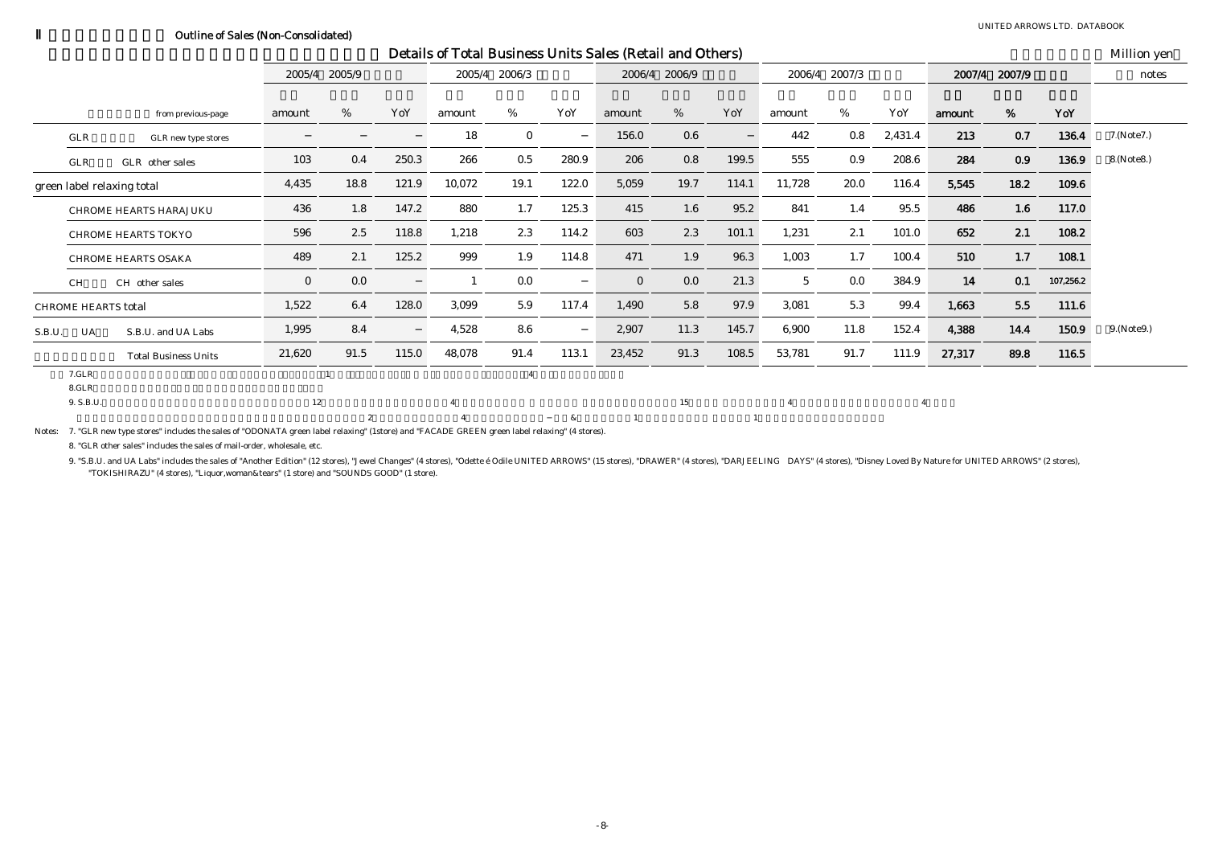## Ⅱ Outline of Sales (Non-Consolidated)

### Details of Total Business Units Sales (Retail and Others)

Million yen

| | 2005/4～2005/9 | | | 2005/4～2006/3 | | | 2006/4～2006/9 | | | 2006/4～2007/3 | | | 2007/4～2007/9 | | | notes |
|---|---|---|---|---|---|---|---|---|---|---|---|---|---|---|---|---|
| from previous-page | amount | % | YoY | amount | % | YoY | amount | % | YoY | amount | % | YoY | amount | % | YoY | |
| GLR new type stores | − | − | − | 18 | 0 | − | 156.0 | 0.6 | − | 442 | 0.8 | 2,431.4 | 213 | 0.7 | 136.4 | 7.(Note7.) |
| GLR other sales | 103 | 0.4 | 250.3 | 266 | 0.5 | 280.9 | 206 | 0.8 | 199.5 | 555 | 0.9 | 208.6 | 284 | 0.9 | 136.9 | 8.(Note8.) |
| green label relaxing total | 4,435 | 18.8 | 121.9 | 10,072 | 19.1 | 122.0 | 5,059 | 19.7 | 114.1 | 11,728 | 20.0 | 116.4 | 5,545 | 18.2 | 109.6 | |
| CHROME HEARTS HARAJUKU | 436 | 1.8 | 147.2 | 880 | 1.7 | 125.3 | 415 | 1.6 | 95.2 | 841 | 1.4 | 95.5 | 486 | 1.6 | 117.0 | |
| CHROME HEARTS TOKYO | 596 | 2.5 | 118.8 | 1,218 | 2.3 | 114.2 | 603 | 2.3 | 101.1 | 1,231 | 2.1 | 101.0 | 652 | 2.1 | 108.2 | |
| CHROME HEARTS OSAKA | 489 | 2.1 | 125.2 | 999 | 1.9 | 114.8 | 471 | 1.9 | 96.3 | 1,003 | 1.7 | 100.4 | 510 | 1.7 | 108.1 | |
| CH other sales | 0 | 0.0 | − | 1 | 0.0 | − | 0 | 0.0 | 21.3 | 5 | 0.0 | 384.9 | 14 | 0.1 | 107,256.2 | |
| CHROME HEARTS total | 1,522 | 6.4 | 128.0 | 3,099 | 5.9 | 117.4 | 1,490 | 5.8 | 97.9 | 3,081 | 5.3 | 99.4 | 1,663 | 5.5 | 111.6 | |
| S.B.U. and UA Labs | 1,995 | 8.4 | − | 4,528 | 8.6 | − | 2,907 | 11.3 | 145.7 | 6,900 | 11.8 | 152.4 | 4,388 | 14.4 | 150.9 | 9.(Note9.) |
| Total Business Units | 21,620 | 91.5 | 115.0 | 48,078 | 91.4 | 113.1 | 23,452 | 91.3 | 108.5 | 53,781 | 91.7 | 111.9 | 27,317 | 89.8 | 116.5 | |

Notes: 7. "GLR new type stores" includes the sales of "ODONATA green label relaxing" (1store) and "FACADE GREEN green label relaxing" (4 stores).

8. "GLR other sales" includes the sales of mail-order, wholesale, etc.

9. "S.B.U. and UA Labs" includes the sales of "Another Edition" (12 stores), "Jewel Changes" (4 stores), "Odette é Odile UNITED ARROWS" (15 stores), "DRAWER" (4 stores), "DARJEELING DAYS" (4 stores), "Disney Loved By Nature for UNITED ARROWS" (2 stores), "TOKISHIRAZU" (4 stores), "Liquor,woman&tears" (1 store) and "SOUNDS GOOD" (1 store).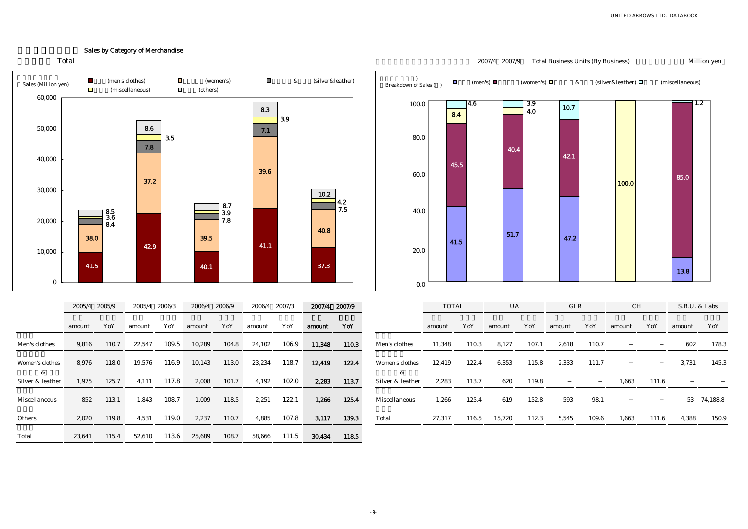## Sales by Category of Merchandise

### Total

Sales (Million yen)

Legend: (men's clothes), (women's), (silver&leather), (miscellaneous), (others)

| Period | Men's clothes (%) | Women's (%) | Silver&leather (%) | Miscellaneous (%) | Others (%) |
|---|---|---|---|---|---|
| 2005/4–2005/9 | 41.5 | 38.0 | 8.4 | 3.6 | 8.5 |
| 2005/4–2006/3 | 42.9 | 37.2 | 7.8 | 3.5 | 8.6 |
| 2006/4–2006/9 | 40.1 | 39.5 | 7.8 | 3.9 | 8.7 |
| 2006/4–2007/3 | 41.1 | 39.6 | 7.1 | 3.9 | 8.3 |
| 2007/4–2007/9 | 37.3 | 40.8 | 7.5 | 4.2 | 10.2 |

| | 2005/4–2005/9 | | 2005/4–2006/3 | | 2006/4–2006/9 | | 2006/4–2007/3 | | **2007/4–2007/9** | |
|---|---|---|---|---|---|---|---|---|---|---|
| | amount | YoY | amount | YoY | amount | YoY | amount | YoY | **amount** | **YoY** |
| Men's clothes | 9,816 | 110.7 | 22,547 | 109.5 | 10,289 | 104.8 | 24,102 | 106.9 | **11,348** | **110.3** |
| Women's clothes | 8,976 | 118.0 | 19,576 | 116.9 | 10,143 | 113.0 | 23,234 | 118.7 | **12,419** | **122.4** |
| Silver & leather | 1,975 | 125.7 | 4,111 | 117.8 | 2,008 | 101.7 | 4,192 | 102.0 | **2,283** | **113.7** |
| Miscellaneous | 852 | 113.1 | 1,843 | 108.7 | 1,009 | 118.5 | 2,251 | 122.1 | **1,266** | **125.4** |
| Others | 2,020 | 119.8 | 4,531 | 119.0 | 2,237 | 110.7 | 4,885 | 107.8 | **3,117** | **139.3** |
| Total | 23,641 | 115.4 | 52,610 | 113.6 | 25,689 | 108.7 | 58,666 | 111.5 | **30,434** | **118.5** |

### 2007/4–2007/9 Total Business Units (By Business) (Million yen)

Breakdown of Sales (%)

Legend: (men's), (women's), (silver&leather), (miscellaneous)

| | Men's (%) | Women's (%) | Silver&leather (%) | Miscellaneous (%) |
|---|---|---|---|---|
| TOTAL | 41.5 | 45.5 | 8.4 | 4.6 |
| UA | 51.7 | 40.4 | 4.0 | 3.9 |
| GLR | 47.2 | 42.1 | | 10.7 |
| CH | | | 100.0 | |
| S.B.U. & Labs | 13.8 | 85.0 | | 1.2 |

| | TOTAL | | UA | | GLR | | CH | | S.B.U. & Labs | |
|---|---|---|---|---|---|---|---|---|---|---|
| | amount | YoY | amount | YoY | amount | YoY | amount | YoY | amount | YoY |
| Men's clothes | 11,348 | 110.3 | 8,127 | 107.1 | 2,618 | 110.7 | – | – | 602 | 178.3 |
| Women's clothes | 12,419 | 122.4 | 6,353 | 115.8 | 2,333 | 111.7 | – | – | 3,731 | 145.3 |
| Silver & leather | 2,283 | 113.7 | 620 | 119.8 | – | – | 1,663 | 111.6 | – | – |
| Miscellaneous | 1,266 | 125.4 | 619 | 152.8 | 593 | 98.1 | – | – | 53 | 74,188.8 |
| Total | 27,317 | 116.5 | 15,720 | 112.3 | 5,545 | 109.6 | 1,663 | 111.6 | 4,388 | 150.9 |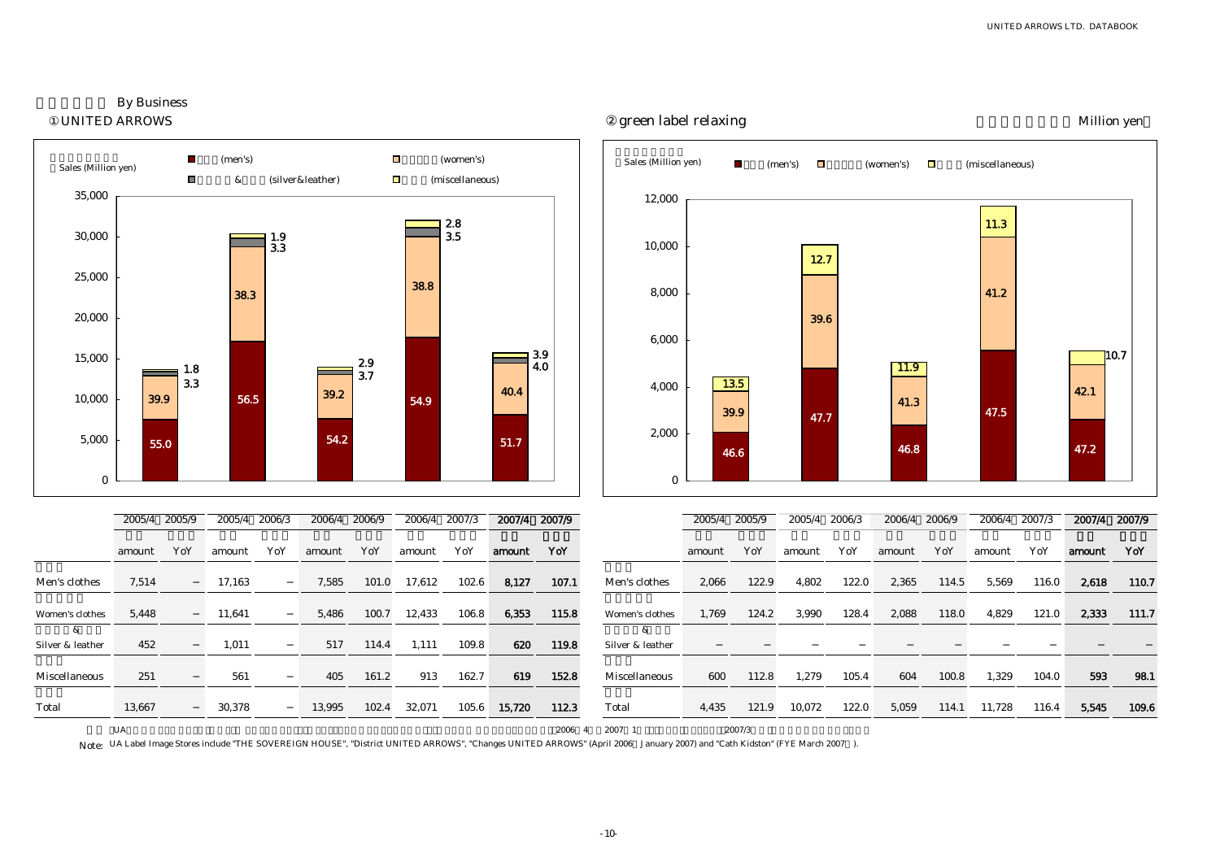## By Business

### ①UNITED ARROWS

Sales (Million yen)

■ (men's) ■ (women's) ■ & (silver&leather) ■ (miscellaneous)

| | 2005/4～2005/9 | 2005/4～2006/3 | 2006/4～2006/9 | 2006/4～2007/3 | 2007/4～2007/9 |
|---|---|---|---|---|---|
| men's (%) | 55.0 | 56.5 | 54.2 | 54.9 | 51.7 |
| women's (%) | 39.9 | 38.3 | 39.2 | 38.8 | 40.4 |
| silver&leather (%) | 3.3 | 3.3 | 3.7 | 3.5 | 4.0 |
| miscellaneous (%) | 1.8 | 1.9 | 2.9 | 2.8 | 3.9 |

| | 2005/4～2005/9 | | 2005/4～2006/3 | | 2006/4～2006/9 | | 2006/4～2007/3 | | 2007/4～2007/9 | |
|---|---|---|---|---|---|---|---|---|---|---|
| | amount | YoY | amount | YoY | amount | YoY | amount | YoY | **amount** | **YoY** |
| Men's clothes | 7,514 | – | 17,163 | – | 7,585 | 101.0 | 17,612 | 102.6 | **8,127** | **107.1** |
| Women's clothes | 5,448 | – | 11,641 | – | 5,486 | 100.7 | 12,433 | 106.8 | **6,353** | **115.8** |
| Silver & leather | 452 | – | 1,011 | – | 517 | 114.4 | 1,111 | 109.8 | **620** | **119.8** |
| Miscellaneous | 251 | – | 561 | – | 405 | 161.2 | 913 | 162.7 | **619** | **152.8** |
| Total | 13,667 | – | 30,378 | – | 13,995 | 102.4 | 32,071 | 105.6 | **15,720** | **112.3** |

### ②green label relaxing

Million yen

Sales (Million yen)

■ (men's) ■ (women's) ■ (miscellaneous)

| | 2005/4～2005/9 | 2005/4～2006/3 | 2006/4～2006/9 | 2006/4～2007/3 | 2007/4～2007/9 |
|---|---|---|---|---|---|
| men's (%) | 46.6 | 47.7 | 46.8 | 47.5 | 47.2 |
| women's (%) | 39.9 | 39.6 | 41.3 | 41.2 | 42.1 |
| miscellaneous (%) | 13.5 | 12.7 | 11.9 | 11.3 | 10.7 |

| | 2005/4～2005/9 | | 2005/4～2006/3 | | 2006/4～2006/9 | | 2006/4～2007/3 | | 2007/4～2007/9 | |
|---|---|---|---|---|---|---|---|---|---|---|
| | amount | YoY | amount | YoY | amount | YoY | amount | YoY | **amount** | **YoY** |
| Men's clothes | 2,066 | 122.9 | 4,802 | 122.0 | 2,365 | 114.5 | 5,569 | 116.0 | **2,618** | **110.7** |
| Women's clothes | 1,769 | 124.2 | 3,990 | 128.4 | 2,088 | 118.0 | 4,829 | 121.0 | **2,333** | **111.7** |
| Silver & leather | – | – | – | – | – | – | – | – | **–** | **–** |
| Miscellaneous | 600 | 112.8 | 1,279 | 105.4 | 604 | 100.8 | 1,329 | 104.0 | **593** | **98.1** |
| Total | 4,435 | 121.9 | 10,072 | 122.0 | 5,059 | 114.1 | 11,728 | 116.4 | **5,545** | **109.6** |

Note: UA Label Image Stores include "THE SOVEREIGN HOUSE", "District UNITED ARROWS", "Changes UNITED ARROWS" (April 2006～January 2007) and "Cath Kidston" (FYE March 2007～).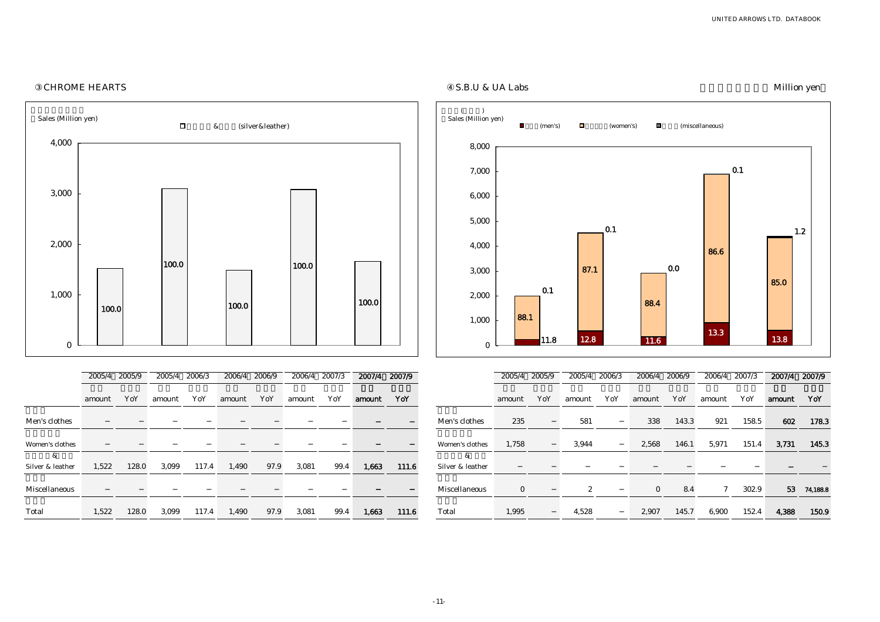## ③CHROME HEARTS

Sales (Million yen)

□ & (silver&leather)

| | 2005/4～2005/9 | | 2005/4～2006/3 | | 2006/4～2006/9 | | 2006/4～2007/3 | | 2007/4～2007/9 | |
|---|---|---|---|---|---|---|---|---|---|---|
| | amount | YoY | amount | YoY | amount | YoY | amount | YoY | amount | YoY |
| Men's clothes | − | − | − | − | − | − | − | − | − | − |
| Women's clothes | − | − | − | − | − | − | − | − | − | − |
| & Silver & leather | 1,522 | 128.0 | 3,099 | 117.4 | 1,490 | 97.9 | 3,081 | 99.4 | 1,663 | 111.6 |
| Miscellaneous | − | − | − | − | − | − | − | − | − | − |
| Total | 1,522 | 128.0 | 3,099 | 117.4 | 1,490 | 97.9 | 3,081 | 99.4 | 1,663 | 111.6 |

## ④S.B.U & UA Labs

Million yen

Sales (Million yen)

■ (men's) □ (women's) ■ (miscellaneous)

| | 2005/4～2005/9 | | 2005/4～2006/3 | | 2006/4～2006/9 | | 2006/4～2007/3 | | 2007/4～2007/9 | |
|---|---|---|---|---|---|---|---|---|---|---|
| | amount | YoY | amount | YoY | amount | YoY | amount | YoY | amount | YoY |
| Men's clothes | 235 | − | 581 | − | 338 | 143.3 | 921 | 158.5 | 602 | 178.3 |
| Women's clothes | 1,758 | − | 3,944 | − | 2,568 | 146.1 | 5,971 | 151.4 | 3,731 | 145.3 |
| & Silver & leather | − | − | − | − | − | − | − | − | − | − |
| Miscellaneous | 0 | − | 2 | − | 0 | 8.4 | 7 | 302.9 | 53 | 74,188.8 |
| Total | 1,995 | − | 4,528 | − | 2,907 | 145.7 | 6,900 | 152.4 | 4,388 | 150.9 |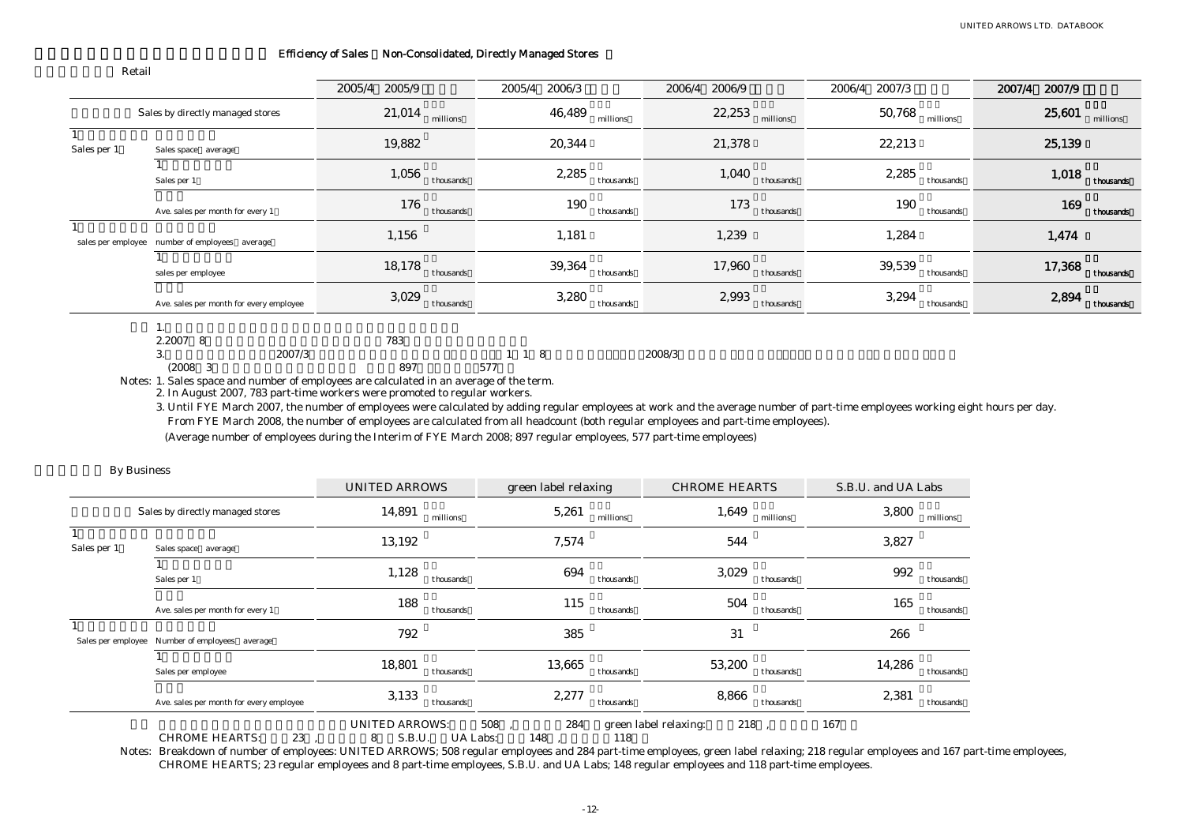## Efficiency of Sales (Non-Consolidated, Directly Managed Stores)

### Retail

| | | 2005/4 2005/9 | 2005/4 2006/3 | 2006/4 2006/9 | 2006/4 2007/3 | 2007/4 2007/9 |
|---|---|---|---|---|---|---|
| Sales by directly managed stores | | 21,014 millions | 46,489 millions | 22,253 millions | 50,768 millions | 25,601 millions |
| Sales per 1 | Sales space average | 19,882 | 20,344 | 21,378 | 22,213 | 25,139 |
| | Sales per 1 | 1,056 thousands | 2,285 thousands | 1,040 thousands | 2,285 thousands | 1,018 thousands |
| | Ave. sales per month for every 1 | 176 thousands | 190 thousands | 173 thousands | 190 thousands | 169 thousands |
| sales per employee | number of employees average | 1,156 | 1,181 | 1,239 | 1,284 | 1,474 |
| | sales per employee | 18,178 thousands | 39,364 thousands | 17,960 thousands | 39,539 thousands | 17,368 thousands |
| | Ave. sales per month for every employee | 3,029 thousands | 3,280 thousands | 2,993 thousands | 3,294 thousands | 2,894 thousands |

1.
2.2007 8 783
3. 2007/3 1 1 8 2008/3
(2008 3 897 577

Notes: 1. Sales space and number of employees are calculated in an average of the term.
2. In August 2007, 783 part-time workers were promoted to regular employees.
3. Until FYE March 2007, the number of employees were calculated by adding regular employees at work and the average number of part-time employees working eight hours per day. From FYE March 2008, the number of employees are calculated from all headcount (both regular employees and part-time employees).
(Average number of employees during the Interim of FYE March 2008; 897 regular employees, 577 part-time employees)

### By Business

| | | UNITED ARROWS | green label relaxing | CHROME HEARTS | S.B.U. and UA Labs |
|---|---|---|---|---|---|
| Sales by directly managed stores | | 14,891 millions | 5,261 millions | 1,649 millions | 3,800 millions |
| Sales per 1 | Sales space average | 13,192 | 7,574 | 544 | 3,827 |
| | Sales per 1 | 1,128 thousands | 694 thousands | 3,029 thousands | 992 thousands |
| | Ave. sales per month for every 1 | 188 thousands | 115 thousands | 504 thousands | 165 thousands |
| Sales per employee | Number of employees average | 792 | 385 | 31 | 266 |
| | Sales per employee | 18,801 thousands | 13,665 thousands | 53,200 thousands | 14,286 thousands |
| | Ave. sales per month for every employee | 3,133 thousands | 2,277 thousands | 8,866 thousands | 2,381 thousands |

UNITED ARROWS: 508 , 284 green label relaxing: 218 , 167
CHROME HEARTS: 23 , 8 S.B.U. UA Labs: 148 , 118

Notes: Breakdown of number of employees: UNITED ARROWS; 508 regular employees and 284 part-time employees, green label relaxing; 218 regular employees and 167 part-time employees, CHROME HEARTS; 23 regular employees and 8 part-time employees, S.B.U. and UA Labs; 148 regular employees and 118 part-time employees.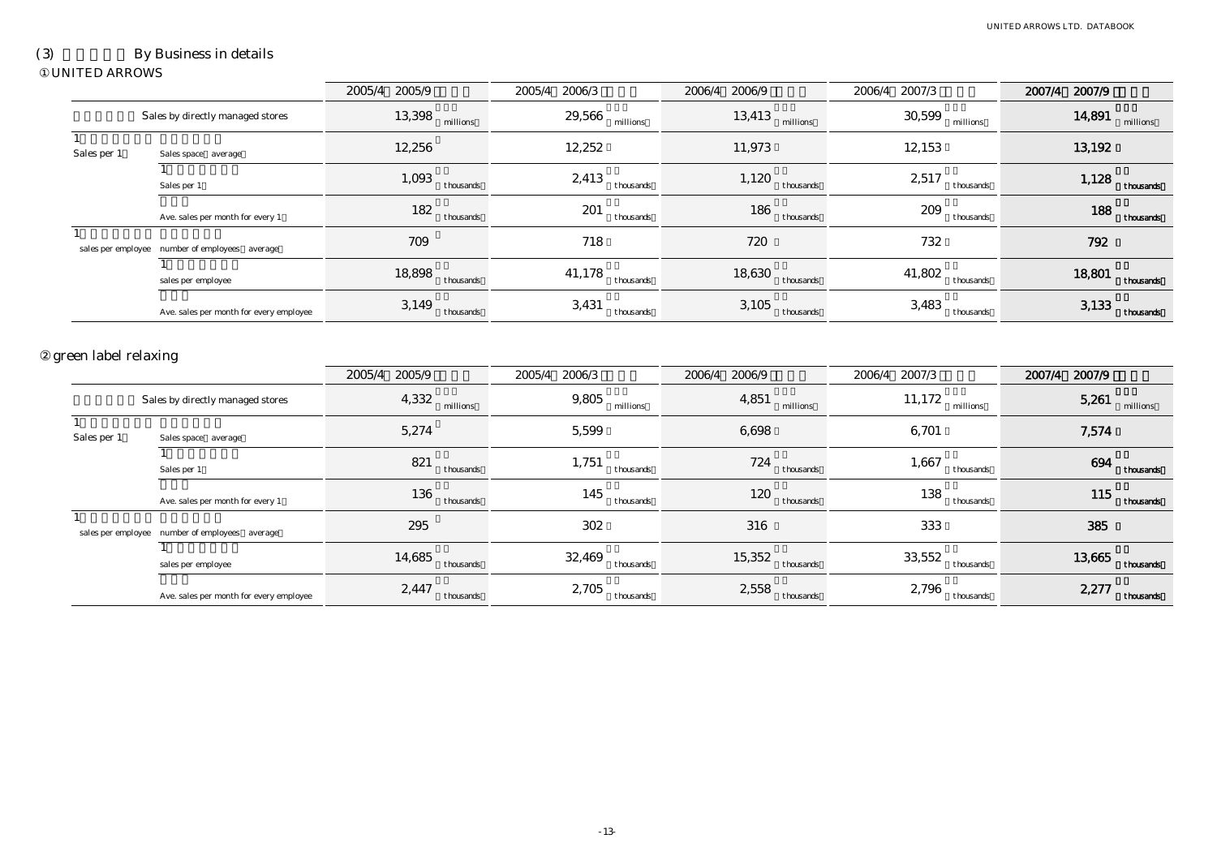## (3) By Business in details

### ① UNITED ARROWS

| | | 2005/4 2005/9 | 2005/4 2006/3 | 2006/4 2006/9 | 2006/4 2007/3 | 2007/4 2007/9 |
|---|---|---|---|---|---|---|
| Sales by directly managed stores | | 13,398 millions | 29,566 millions | 13,413 millions | 30,599 millions | 14,891 millions |
| 1 Sales per 1 | Sales space average | 12,256 | 12,252 | 11,973 | 12,153 | 13,192 |
| | 1 Sales per 1 | 1,093 thousands | 2,413 thousands | 1,120 thousands | 2,517 thousands | 1,128 thousands |
| | Ave. sales per month for every 1 | 182 thousands | 201 thousands | 186 thousands | 209 thousands | 188 thousands |
| 1 sales per employee | number of employees average | 709 | 718 | 720 | 732 | 792 |
| | 1 sales per employee | 18,898 thousands | 41,178 thousands | 18,630 thousands | 41,802 thousands | 18,801 thousands |
| | Ave. sales per month for every employee | 3,149 thousands | 3,431 thousands | 3,105 thousands | 3,483 thousands | 3,133 thousands |

### ② green label relaxing

| | | 2005/4 2005/9 | 2005/4 2006/3 | 2006/4 2006/9 | 2006/4 2007/3 | 2007/4 2007/9 |
|---|---|---|---|---|---|---|
| Sales by directly managed stores | | 4,332 millions | 9,805 millions | 4,851 millions | 11,172 millions | 5,261 millions |
| 1 Sales per 1 | Sales space average | 5,274 | 5,599 | 6,698 | 6,701 | 7,574 |
| | 1 Sales per 1 | 821 thousands | 1,751 thousands | 724 thousands | 1,667 thousands | 694 thousands |
| | Ave. sales per month for every 1 | 136 thousands | 145 thousands | 120 thousands | 138 thousands | 115 thousands |
| 1 sales per employee | number of employees average | 295 | 302 | 316 | 333 | 385 |
| | 1 sales per employee | 14,685 thousands | 32,469 thousands | 15,352 thousands | 33,552 thousands | 13,665 thousands |
| | Ave. sales per month for every employee | 2,447 thousands | 2,705 thousands | 2,558 thousands | 2,796 thousands | 2,277 thousands |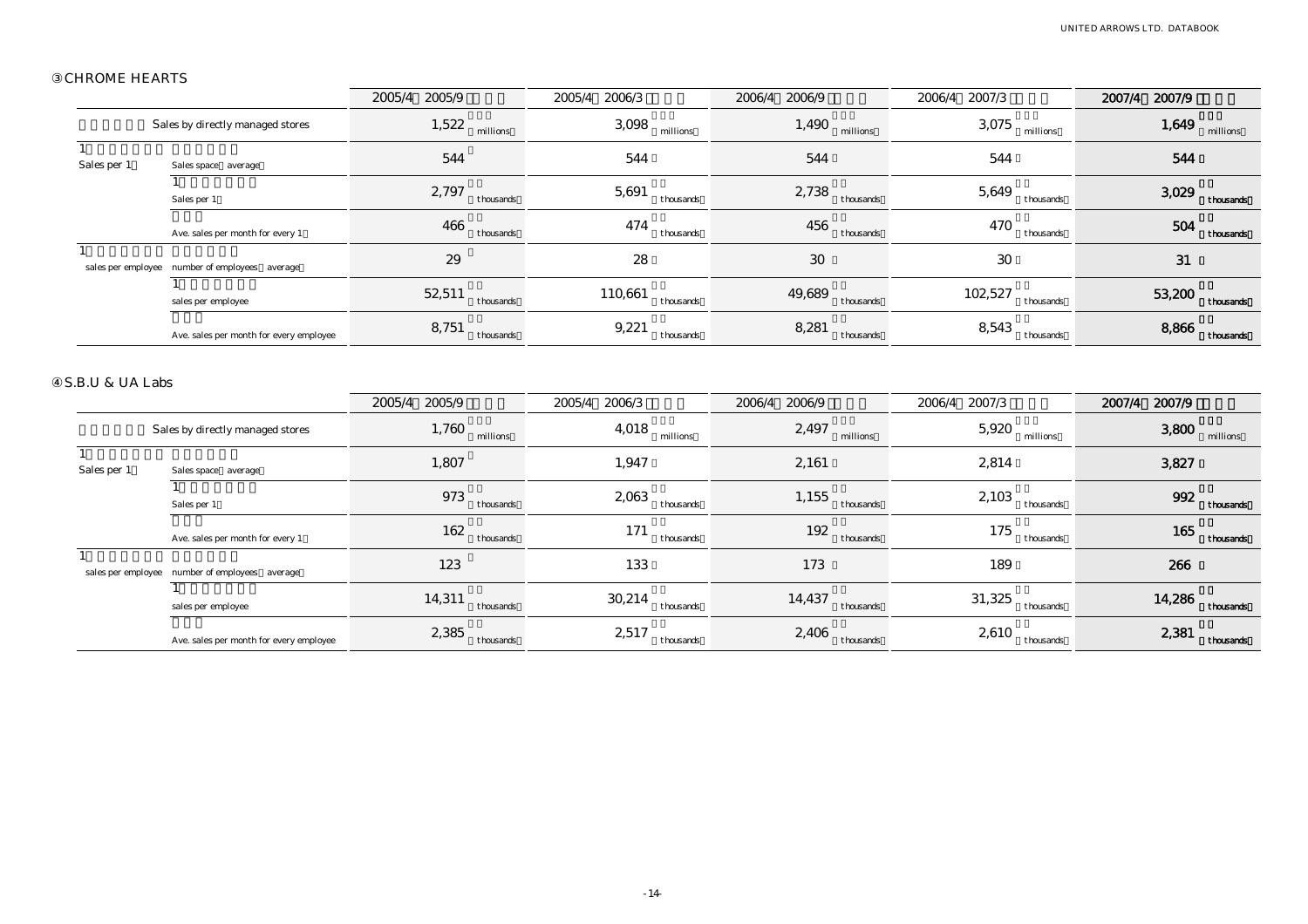### ③CHROME HEARTS

| | | 2005/4 2005/9 | 2005/4 2006/3 | 2006/4 2006/9 | 2006/4 2007/3 | 2007/4 2007/9 |
|---|---|---|---|---|---|---|
| Sales by directly managed stores | | 1,522 millions | 3,098 millions | 1,490 millions | 3,075 millions | 1,649 millions |
| 1 Sales per 1 | Sales space average | 544 | 544 | 544 | 544 | 544 |
| | 1 Sales per 1 | 2,797 thousands | 5,691 thousands | 2,738 thousands | 5,649 thousands | 3,029 thousands |
| | Ave. sales per month for every 1 | 466 thousands | 474 thousands | 456 thousands | 470 thousands | 504 thousands |
| 1 sales per employee | number of employees average | 29 | 28 | 30 | 30 | 31 |
| | 1 sales per employee | 52,511 thousands | 110,661 thousands | 49,689 thousands | 102,527 thousands | 53,200 thousands |
| | Ave. sales per month for every employee | 8,751 thousands | 9,221 thousands | 8,281 thousands | 8,543 thousands | 8,866 thousands |

### ④S.B.U & UA Labs

| | | 2005/4 2005/9 | 2005/4 2006/3 | 2006/4 2006/9 | 2006/4 2007/3 | 2007/4 2007/9 |
|---|---|---|---|---|---|---|
| Sales by directly managed stores | | 1,760 millions | 4,018 millions | 2,497 millions | 5,920 millions | 3,800 millions |
| 1 Sales per 1 | Sales space average | 1,807 | 1,947 | 2,161 | 2,814 | 3,827 |
| | 1 Sales per 1 | 973 thousands | 2,063 thousands | 1,155 thousands | 2,103 thousands | 992 thousands |
| | Ave. sales per month for every 1 | 162 thousands | 171 thousands | 192 thousands | 175 thousands | 165 thousands |
| 1 sales per employee | number of employees average | 123 | 133 | 173 | 189 | 266 |
| | 1 sales per employee | 14,311 thousands | 30,214 thousands | 14,437 thousands | 31,325 thousands | 14,286 thousands |
| | Ave. sales per month for every employee | 2,385 thousands | 2,517 thousands | 2,406 thousands | 2,610 thousands | 2,381 thousands |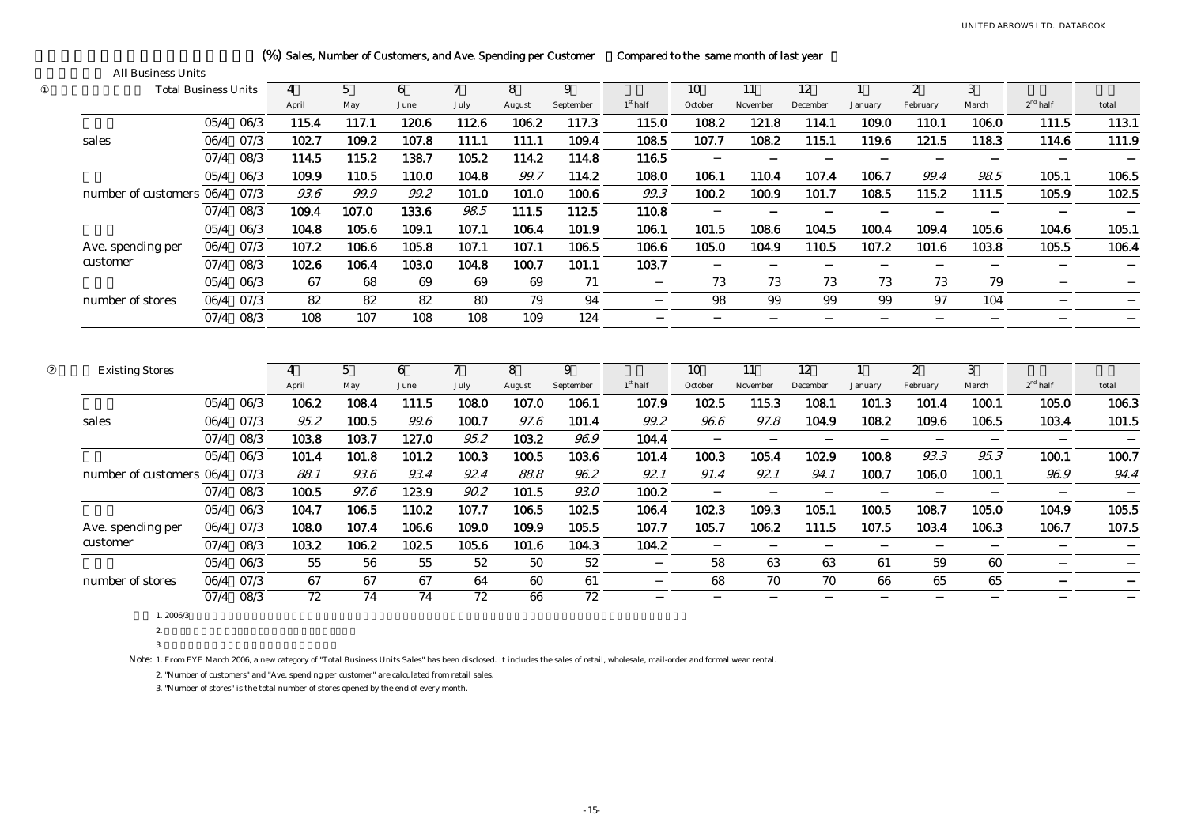## (%) Sales, Number of Customers, and Ave. Spending per Customer Compared to the same month of last year

All Business Units

### ① Total Business Units

| | | 4 April | 5 May | 6 June | 7 July | 8 August | 9 September | 1st half | 10 October | 11 November | 12 December | 1 January | 2 February | 3 March | 2nd half | total |
|---|---|---|---|---|---|---|---|---|---|---|---|---|---|---|---|---|
| sales | 05/4 06/3 | 115.4 | 117.1 | 120.6 | 112.6 | 106.2 | 117.3 | 115.0 | 108.2 | 121.8 | 114.1 | 109.0 | 110.1 | 106.0 | 111.5 | 113.1 |
| | 06/4 07/3 | 102.7 | 109.2 | 107.8 | 111.1 | 111.1 | 109.4 | 108.5 | 107.7 | 108.2 | 115.1 | 119.6 | 121.5 | 118.3 | 114.6 | 111.9 |
| | 07/4 08/3 | 114.5 | 115.2 | 138.7 | 105.2 | 114.2 | 114.8 | 116.5 | − | − | − | − | − | − | − | − |
| number of customers | 05/4 06/3 | 109.9 | 110.5 | 110.0 | 104.8 | *99.7* | 114.2 | 108.0 | 106.1 | 110.4 | 107.4 | 106.7 | *99.4* | *98.5* | 105.1 | 106.5 |
| | 06/4 07/3 | *93.6* | *99.9* | *99.2* | 101.0 | 101.0 | 100.6 | *99.3* | 100.2 | 100.9 | 101.7 | 108.5 | 115.2 | 111.5 | 105.9 | 102.5 |
| | 07/4 08/3 | 109.4 | 107.0 | 133.6 | *98.5* | 111.5 | 112.5 | 110.8 | − | − | − | − | − | − | − | − |
| Ave. spending per customer | 05/4 06/3 | 104.8 | 105.6 | 109.1 | 107.1 | 106.4 | 101.9 | 106.1 | 101.5 | 108.6 | 104.5 | 100.4 | 109.4 | 105.6 | 104.6 | 105.1 |
| | 06/4 07/3 | 107.2 | 106.6 | 105.8 | 107.1 | 107.1 | 106.5 | 106.6 | 105.0 | 104.9 | 110.5 | 107.2 | 101.6 | 103.8 | 105.5 | 106.4 |
| | 07/4 08/3 | 102.6 | 106.4 | 103.0 | 104.8 | 100.7 | 101.1 | 103.7 | − | − | − | − | − | − | − | − |
| number of stores | 05/4 06/3 | 67 | 68 | 69 | 69 | 69 | 71 | − | 73 | 73 | 73 | 73 | 73 | 79 | − | − |
| | 06/4 07/3 | 82 | 82 | 82 | 80 | 79 | 94 | − | 98 | 99 | 99 | 99 | 97 | 104 | − | − |
| | 07/4 08/3 | 108 | 107 | 108 | 108 | 109 | 124 | − | − | − | − | − | − | − | − | − |

### ② Existing Stores

| | | 4 April | 5 May | 6 June | 7 July | 8 August | 9 September | 1st half | 10 October | 11 November | 12 December | 1 January | 2 February | 3 March | 2nd half | total |
|---|---|---|---|---|---|---|---|---|---|---|---|---|---|---|---|---|
| sales | 05/4 06/3 | 106.2 | 108.4 | 111.5 | 108.0 | 107.0 | 106.1 | 107.9 | 102.5 | 115.3 | 108.1 | 101.3 | 101.4 | 100.1 | 105.0 | 106.3 |
| | 06/4 07/3 | *95.2* | 100.5 | *99.6* | 100.7 | *97.6* | 101.4 | *99.2* | *96.6* | *97.8* | 104.9 | 108.2 | 109.6 | 106.5 | 103.4 | 101.5 |
| | 07/4 08/3 | 103.8 | 103.7 | 127.0 | *95.2* | 103.2 | *96.9* | 104.4 | − | − | − | − | − | − | − | − |
| number of customers | 05/4 06/3 | 101.4 | 101.8 | 101.2 | 100.3 | 100.5 | 103.6 | 101.4 | 100.3 | 105.4 | 102.9 | 100.8 | *93.3* | *95.3* | 100.1 | 100.7 |
| | 06/4 07/3 | *88.1* | *93.6* | *93.4* | *92.4* | *88.8* | *96.2* | *92.1* | *91.4* | *92.1* | *94.1* | 100.7 | 106.0 | 100.1 | *96.9* | *94.4* |
| | 07/4 08/3 | 100.5 | *97.6* | 123.9 | *90.2* | 101.5 | *93.0* | 100.2 | − | − | − | − | − | − | − | − |
| Ave. spending per customer | 05/4 06/3 | 104.7 | 106.5 | 110.2 | 107.7 | 106.5 | 102.5 | 106.4 | 102.3 | 109.3 | 105.1 | 100.5 | 108.7 | 105.0 | 104.9 | 105.5 |
| | 06/4 07/3 | 108.0 | 107.4 | 106.6 | 109.0 | 109.9 | 105.5 | 107.7 | 105.7 | 106.2 | 111.5 | 107.5 | 103.4 | 106.3 | 106.7 | 107.5 |
| | 07/4 08/3 | 103.2 | 106.2 | 102.5 | 105.6 | 101.6 | 104.3 | 104.2 | − | − | − | − | − | − | − | − |
| number of stores | 05/4 06/3 | 55 | 56 | 55 | 52 | 50 | 52 | − | 58 | 63 | 63 | 61 | 59 | 60 | − | − |
| | 06/4 07/3 | 67 | 67 | 67 | 64 | 60 | 61 | − | 68 | 70 | 70 | 66 | 65 | 65 | − | − |
| | 07/4 08/3 | 72 | 74 | 74 | 72 | 66 | 72 | − | − | − | − | − | − | − | − | − |

1. 2006/3

2.

3.

Note: 1. From FYE March 2006, a new category of "Total Business Units Sales" has been disclosed. It includes the sales of retail, wholesale, mail-order and formal wear rental.

2. "Number of customers" and "Ave. spending per customer" are calculated from retail sales.

3. "Number of stores" is the total number of stores opened by the end of every month.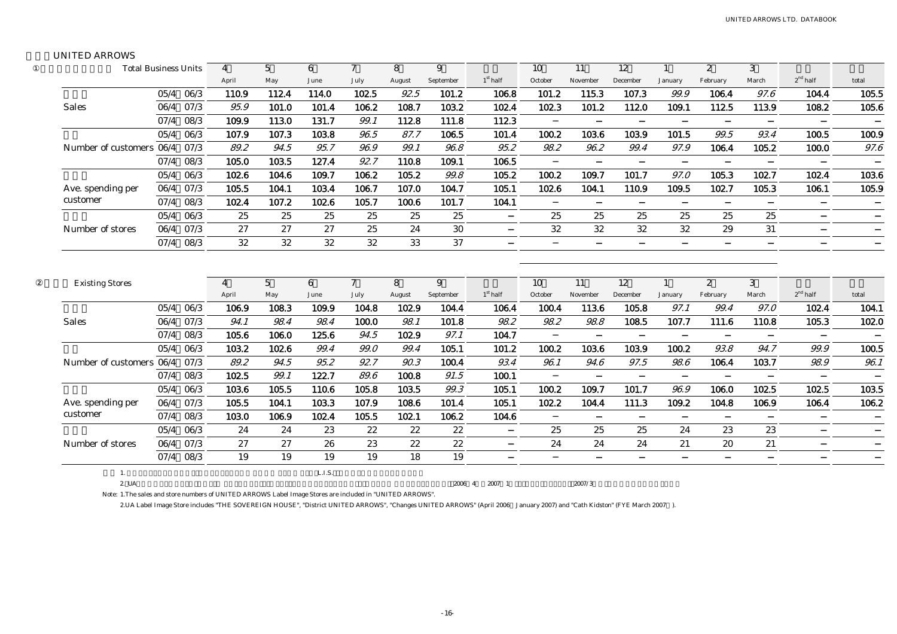UNITED ARROWS

① Total Business Units

| | | 4 April | 5 May | 6 June | 7 July | 8 August | 9 September | $1^{st}$ half | 10 October | 11 November | 12 December | 1 January | 2 February | 3 March | $2^{nd}$ half | total |
|---|---|---|---|---|---|---|---|---|---|---|---|---|---|---|---|---|
| Sales | 05/4 06/3 | 110.9 | 112.4 | 114.0 | 102.5 | 92.5 | 101.2 | 106.8 | 101.2 | 115.3 | 107.3 | 99.9 | 106.4 | 97.6 | 104.4 | 105.5 |
| | 06/4 07/3 | 95.9 | 101.0 | 101.4 | 106.2 | 108.7 | 103.2 | 102.4 | 102.3 | 101.2 | 112.0 | 109.1 | 112.5 | 113.9 | 108.2 | 105.6 |
| | 07/4 08/3 | 109.9 | 113.0 | 131.7 | 99.1 | 112.8 | 111.8 | 112.3 | − | − | − | − | − | − | − | − |
| Number of customers | 05/4 06/3 | 107.9 | 107.3 | 103.8 | 96.5 | 87.7 | 106.5 | 101.4 | 100.2 | 103.6 | 103.9 | 101.5 | 99.5 | 93.4 | 100.5 | 100.9 |
| | 06/4 07/3 | 89.2 | 94.5 | 95.7 | 96.9 | 99.1 | 96.8 | 95.2 | 98.2 | 96.2 | 99.4 | 97.9 | 106.4 | 105.2 | 100.0 | 97.6 |
| | 07/4 08/3 | 105.0 | 103.5 | 127.4 | 92.7 | 110.8 | 109.1 | 106.5 | − | − | − | − | − | − | − | − |
| Ave. spending per customer | 05/4 06/3 | 102.6 | 104.6 | 109.7 | 106.2 | 105.2 | 99.8 | 105.2 | 100.2 | 109.7 | 101.7 | 97.0 | 105.3 | 102.7 | 102.4 | 103.6 |
| | 06/4 07/3 | 105.5 | 104.1 | 103.4 | 106.7 | 107.0 | 104.7 | 105.1 | 102.6 | 104.1 | 110.9 | 109.5 | 102.7 | 105.3 | 106.1 | 105.9 |
| | 07/4 08/3 | 102.4 | 107.2 | 102.6 | 105.7 | 100.6 | 101.7 | 104.1 | − | − | − | − | − | − | − | − |
| Number of stores | 05/4 06/3 | 25 | 25 | 25 | 25 | 25 | 25 | − | 25 | 25 | 25 | 25 | 25 | 25 | − | − |
| | 06/4 07/3 | 27 | 27 | 27 | 25 | 24 | 30 | − | 32 | 32 | 32 | 32 | 29 | 31 | − | − |
| | 07/4 08/3 | 32 | 32 | 32 | 32 | 33 | 37 | − | − | − | − | − | − | − | − | − |

② Existing Stores

| | | 4 April | 5 May | 6 June | 7 July | 8 August | 9 September | $1^{st}$ half | 10 October | 11 November | 12 December | 1 January | 2 February | 3 March | $2^{nd}$ half | total |
|---|---|---|---|---|---|---|---|---|---|---|---|---|---|---|---|---|
| Sales | 05/4 06/3 | 106.9 | 108.3 | 109.9 | 104.8 | 102.9 | 104.4 | 106.4 | 100.4 | 113.6 | 105.8 | 97.1 | 99.4 | 97.0 | 102.4 | 104.1 |
| | 06/4 07/3 | 94.1 | 98.4 | 98.4 | 100.0 | 98.1 | 101.8 | 98.2 | 98.2 | 98.8 | 108.5 | 107.7 | 111.6 | 110.8 | 105.3 | 102.0 |
| | 07/4 08/3 | 105.6 | 106.0 | 125.6 | 94.5 | 102.9 | 97.1 | 104.7 | − | − | − | − | − | − | − | − |
| Number of customers | 05/4 06/3 | 103.2 | 102.6 | 99.4 | 99.0 | 99.4 | 105.1 | 101.2 | 100.2 | 103.6 | 103.9 | 100.2 | 93.8 | 94.7 | 99.9 | 100.5 |
| | 06/4 07/3 | 89.2 | 94.5 | 95.2 | 92.7 | 90.3 | 100.4 | 93.4 | 96.1 | 94.6 | 97.5 | 98.6 | 106.4 | 103.7 | 98.9 | 96.1 |
| | 07/4 08/3 | 102.5 | 99.1 | 122.7 | 89.6 | 100.8 | 91.5 | 100.1 | − | − | − | − | − | − | − | − |
| Ave. spending per customer | 05/4 06/3 | 103.6 | 105.5 | 110.6 | 105.8 | 103.5 | 99.3 | 105.1 | 100.2 | 109.7 | 101.7 | 96.9 | 106.0 | 102.5 | 102.5 | 103.5 |
| | 06/4 07/3 | 105.5 | 104.1 | 103.3 | 107.9 | 108.6 | 101.4 | 105.1 | 102.2 | 104.4 | 111.3 | 109.2 | 104.8 | 106.9 | 106.4 | 106.2 |
| | 07/4 08/3 | 103.0 | 106.9 | 102.4 | 105.5 | 102.1 | 106.2 | 104.6 | − | − | − | − | − | − | − | − |
| Number of stores | 05/4 06/3 | 24 | 24 | 23 | 22 | 22 | 22 | − | 25 | 25 | 25 | 24 | 23 | 23 | − | − |
| | 06/4 07/3 | 27 | 27 | 26 | 23 | 22 | 22 | − | 24 | 24 | 24 | 21 | 20 | 21 | − | − |
| | 07/4 08/3 | 19 | 19 | 19 | 19 | 18 | 19 | − | − | − | − | − | − | − | − | − |

1. L.I.S.

2. UA 2006 4 2007 1 2007/3

Note: 1.The sales and store numbers of UNITED ARROWS Label Image Stores are included in "UNITED ARROWS".

2.UA Label Image Store includes "THE SOVEREIGN HOUSE", "District UNITED ARROWS", "Changes UNITED ARROWS" (April 2006 January 2007) and "Cath Kidston" (FYE March 2007 ).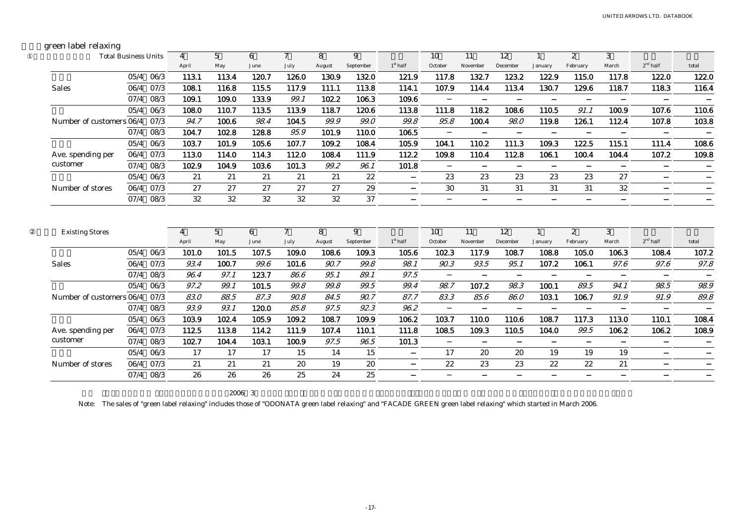## green label relaxing

① Total Business Units

| | | 4 April | 5 May | 6 June | 7 July | 8 August | 9 September | 1st half | 10 October | 11 November | 12 December | 1 January | 2 February | 3 March | 2nd half | total |
|---|---|---|---|---|---|---|---|---|---|---|---|---|---|---|---|---|
| Sales | 05/4 06/3 | 113.1 | 113.4 | 120.7 | 126.0 | 130.9 | 132.0 | 121.9 | 117.8 | 132.7 | 123.2 | 122.9 | 115.0 | 117.8 | 122.0 | 122.0 |
| | 06/4 07/3 | 108.1 | 116.8 | 115.5 | 117.9 | 111.1 | 113.8 | 114.1 | 107.9 | 114.4 | 113.4 | 130.7 | 129.6 | 118.7 | 118.3 | 116.4 |
| | 07/4 08/3 | 109.1 | 109.0 | 133.9 | *99.1* | 102.2 | 106.3 | 109.6 | − | − | − | − | − | − | − | − |
| Number of customers | 05/4 06/3 | 108.0 | 110.7 | 113.5 | 113.9 | 118.7 | 120.6 | 113.8 | 111.8 | 118.2 | 108.6 | 110.5 | *91.1* | 100.9 | 107.6 | 110.6 |
| | 06/4 07/3 | *94.7* | 100.6 | *98.4* | 104.5 | *99.9* | *99.0* | *99.8* | *95.8* | 100.4 | *98.0* | 119.8 | 126.1 | 112.4 | 107.8 | 103.8 |
| | 07/4 08/3 | 104.7 | 102.8 | 128.8 | *95.9* | 101.9 | 110.0 | 106.5 | − | − | − | − | − | − | − | − |
| Ave. spending per customer | 05/4 06/3 | 103.7 | 101.9 | 105.6 | 107.7 | 109.2 | 108.4 | 105.9 | 104.1 | 110.2 | 111.3 | 109.3 | 122.5 | 115.1 | 111.4 | 108.6 |
| | 06/4 07/3 | 113.0 | 114.0 | 114.3 | 112.0 | 108.4 | 111.9 | 112.2 | 109.8 | 110.4 | 112.8 | 106.1 | 100.4 | 104.4 | 107.2 | 109.8 |
| | 07/4 08/3 | 102.9 | 104.9 | 103.6 | 101.3 | *99.2* | *96.1* | 101.8 | − | − | − | − | − | − | − | − |
| Number of stores | 05/4 06/3 | 21 | 21 | 21 | 21 | 21 | 22 | − | 23 | 23 | 23 | 23 | 23 | 27 | − | − |
| | 06/4 07/3 | 27 | 27 | 27 | 27 | 27 | 29 | − | 30 | 31 | 31 | 31 | 31 | 32 | − | − |
| | 07/4 08/3 | 32 | 32 | 32 | 32 | 32 | 37 | − | − | − | − | − | − | − | − | − |

② Existing Stores

| | | 4 April | 5 May | 6 June | 7 July | 8 August | 9 September | 1st half | 10 October | 11 November | 12 December | 1 January | 2 February | 3 March | 2nd half | total |
|---|---|---|---|---|---|---|---|---|---|---|---|---|---|---|---|---|
| Sales | 05/4 06/3 | 101.0 | 101.5 | 107.5 | 109.0 | 108.6 | 109.3 | 105.6 | 102.3 | 117.9 | 108.7 | 108.8 | 105.0 | 106.3 | 108.4 | 107.2 |
| | 06/4 07/3 | *93.4* | 100.7 | *99.6* | 101.6 | *90.7* | *99.8* | *98.1* | *90.3* | *93.5* | *95.1* | 107.2 | 106.1 | *97.6* | *97.6* | *97.8* |
| | 07/4 08/3 | *96.4* | *97.1* | 123.7 | *86.6* | *95.1* | *89.1* | *97.5* | − | − | − | − | − | − | − | − |
| Number of customers | 05/4 06/3 | *97.2* | *99.1* | 101.5 | *99.8* | *99.8* | *99.5* | *99.4* | *98.7* | 107.2 | *98.3* | 100.1 | *89.5* | *94.1* | *98.5* | *98.9* |
| | 06/4 07/3 | *83.0* | *88.5* | *87.3* | *90.8* | *84.5* | *90.7* | *87.7* | *83.3* | *85.6* | *86.0* | 103.1 | 106.7 | *91.9* | *91.9* | *89.8* |
| | 07/4 08/3 | *93.9* | *93.1* | 120.0 | *85.8* | *97.5* | *92.3* | *96.2* | − | − | − | − | − | − | − | − |
| Ave. spending per customer | 05/4 06/3 | 103.9 | 102.4 | 105.9 | 109.2 | 108.7 | 109.9 | 106.2 | 103.7 | 110.0 | 110.6 | 108.7 | 117.3 | 113.0 | 110.1 | 108.4 |
| | 06/4 07/3 | 112.5 | 113.8 | 114.2 | 111.9 | 107.4 | 110.1 | 111.8 | 108.5 | 109.3 | 110.5 | 104.0 | *99.5* | 106.2 | 106.2 | 108.9 |
| | 07/4 08/3 | 102.7 | 104.4 | 103.1 | 100.9 | *97.5* | *96.5* | 101.3 | − | − | − | − | − | − | − | − |
| Number of stores | 05/4 06/3 | 17 | 17 | 17 | 15 | 14 | 15 | − | 17 | 20 | 20 | 19 | 19 | 19 | − | − |
| | 06/4 07/3 | 21 | 21 | 21 | 20 | 19 | 20 | − | 22 | 23 | 23 | 22 | 22 | 21 | − | − |
| | 07/4 08/3 | 26 | 26 | 26 | 25 | 24 | 25 | − | − | − | − | − | − | − | − | − |

Note: The sales of "green label relaxing" includes those of "ODONATA green label relaxing" and "FACADE GREEN green label relaxing" which started in March 2006.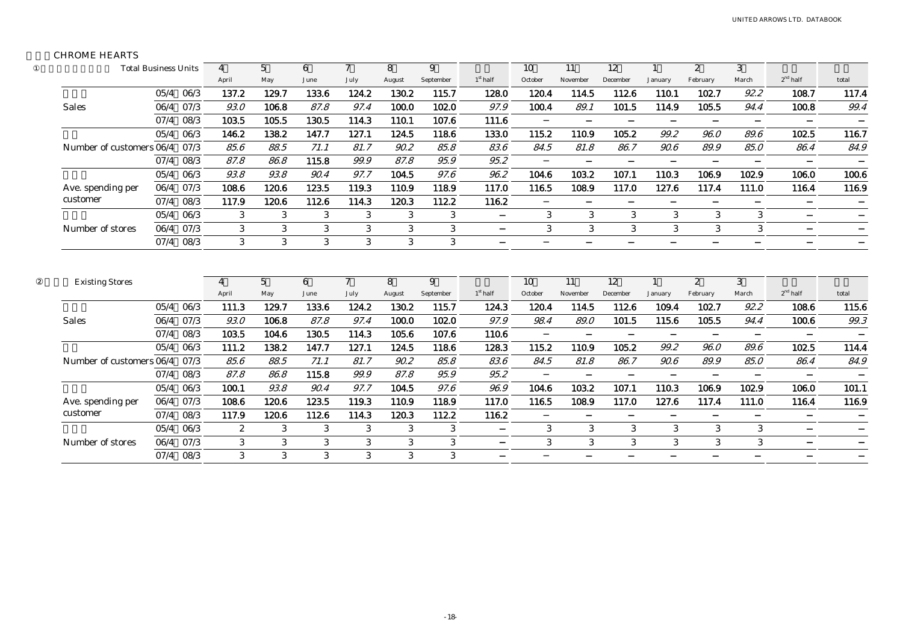CHROME HEARTS

① Total Business Units

| | | 4 April | 5 May | 6 June | 7 July | 8 August | 9 September | 1st half | 10 October | 11 November | 12 December | 1 January | 2 February | 3 March | 2nd half | total |
|---|---|---|---|---|---|---|---|---|---|---|---|---|---|---|---|---|
| Sales | 05/4 06/3 | 137.2 | 129.7 | 133.6 | 124.2 | 130.2 | 115.7 | 128.0 | 120.4 | 114.5 | 112.6 | 110.1 | 102.7 | 92.2 | 108.7 | 117.4 |
| | 06/4 07/3 | 93.0 | 106.8 | 87.8 | 97.4 | 100.0 | 102.0 | 97.9 | 100.4 | 89.1 | 101.5 | 114.9 | 105.5 | 94.4 | 100.8 | 99.4 |
| | 07/4 08/3 | 103.5 | 105.5 | 130.5 | 114.3 | 110.1 | 107.6 | 111.6 | − | − | − | − | − | − | − | − |
| Number of customers | 05/4 06/3 | 146.2 | 138.2 | 147.7 | 127.1 | 124.5 | 118.6 | 133.0 | 115.2 | 110.9 | 105.2 | 99.2 | 96.0 | 89.6 | 102.5 | 116.7 |
| | 06/4 07/3 | 85.6 | 88.5 | 71.1 | 81.7 | 90.2 | 85.8 | 83.6 | 84.5 | 81.8 | 86.7 | 90.6 | 89.9 | 85.0 | 86.4 | 84.9 |
| | 07/4 08/3 | 87.8 | 86.8 | 115.8 | 99.9 | 87.8 | 95.9 | 95.2 | − | − | − | − | − | − | − | − |
| Ave. spending per customer | 05/4 06/3 | 93.8 | 93.8 | 90.4 | 97.7 | 104.5 | 97.6 | 96.2 | 104.6 | 103.2 | 107.1 | 110.3 | 106.9 | 102.9 | 106.0 | 100.6 |
| | 06/4 07/3 | 108.6 | 120.6 | 123.5 | 119.3 | 110.9 | 118.9 | 117.0 | 116.5 | 108.9 | 117.0 | 127.6 | 117.4 | 111.0 | 116.4 | 116.9 |
| | 07/4 08/3 | 117.9 | 120.6 | 112.6 | 114.3 | 120.3 | 112.2 | 116.2 | − | − | − | − | − | − | − | − |
| Number of stores | 05/4 06/3 | 3 | 3 | 3 | 3 | 3 | 3 | − | 3 | 3 | 3 | 3 | 3 | 3 | − | − |
| | 06/4 07/3 | 3 | 3 | 3 | 3 | 3 | 3 | − | 3 | 3 | 3 | 3 | 3 | 3 | − | − |
| | 07/4 08/3 | 3 | 3 | 3 | 3 | 3 | 3 | − | − | − | − | − | − | − | − | − |

② Existing Stores

| | | 4 April | 5 May | 6 June | 7 July | 8 August | 9 September | 1st half | 10 October | 11 November | 12 December | 1 January | 2 February | 3 March | 2nd half | total |
|---|---|---|---|---|---|---|---|---|---|---|---|---|---|---|---|---|
| Sales | 05/4 06/3 | 111.3 | 129.7 | 133.6 | 124.2 | 130.2 | 115.7 | 124.3 | 120.4 | 114.5 | 112.6 | 109.4 | 102.7 | 92.2 | 108.6 | 115.6 |
| | 06/4 07/3 | 93.0 | 106.8 | 87.8 | 97.4 | 100.0 | 102.0 | 97.9 | 98.4 | 89.0 | 101.5 | 115.6 | 105.5 | 94.4 | 100.6 | 99.3 |
| | 07/4 08/3 | 103.5 | 104.6 | 130.5 | 114.3 | 105.6 | 107.6 | 110.6 | − | − | − | − | − | − | − | − |
| Number of customers | 05/4 06/3 | 111.2 | 138.2 | 147.7 | 127.1 | 124.5 | 118.6 | 128.3 | 115.2 | 110.9 | 105.2 | 99.2 | 96.0 | 89.6 | 102.5 | 114.4 |
| | 06/4 07/3 | 85.6 | 88.5 | 71.1 | 81.7 | 90.2 | 85.8 | 83.6 | 84.5 | 81.8 | 86.7 | 90.6 | 89.9 | 85.0 | 86.4 | 84.9 |
| | 07/4 08/3 | 87.8 | 86.8 | 115.8 | 99.9 | 87.8 | 95.9 | 95.2 | − | − | − | − | − | − | − | − |
| Ave. spending per customer | 05/4 06/3 | 100.1 | 93.8 | 90.4 | 97.7 | 104.5 | 97.6 | 96.9 | 104.6 | 103.2 | 107.1 | 110.3 | 106.9 | 102.9 | 106.0 | 101.1 |
| | 06/4 07/3 | 108.6 | 120.6 | 123.5 | 119.3 | 110.9 | 118.9 | 117.0 | 116.5 | 108.9 | 117.0 | 127.6 | 117.4 | 111.0 | 116.4 | 116.9 |
| | 07/4 08/3 | 117.9 | 120.6 | 112.6 | 114.3 | 120.3 | 112.2 | 116.2 | − | − | − | − | − | − | − | − |
| Number of stores | 05/4 06/3 | 2 | 3 | 3 | 3 | 3 | 3 | − | 3 | 3 | 3 | 3 | 3 | 3 | − | − |
| | 06/4 07/3 | 3 | 3 | 3 | 3 | 3 | 3 | − | 3 | 3 | 3 | 3 | 3 | 3 | − | − |
| | 07/4 08/3 | 3 | 3 | 3 | 3 | 3 | 3 | − | − | − | − | − | − | − | − | − |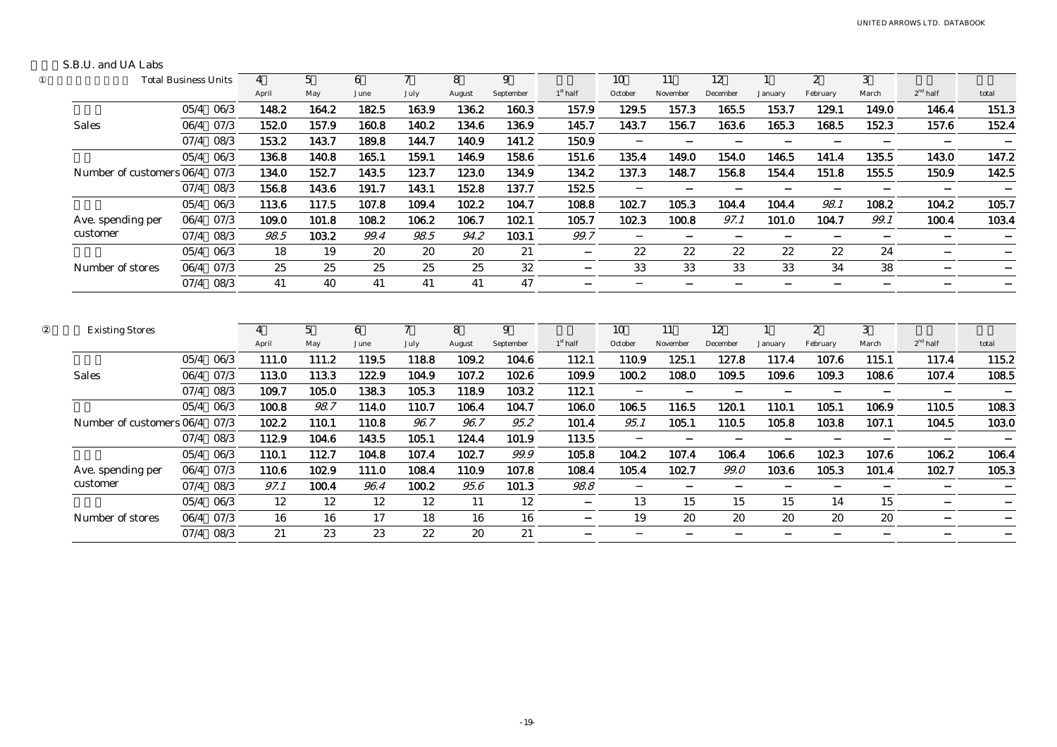S.B.U. and UA Labs

① Total Business Units

| | | 4 April | 5 May | 6 June | 7 July | 8 August | 9 September | 1st half | 10 October | 11 November | 12 December | 1 January | 2 February | 3 March | 2nd half | total |
|---|---|---|---|---|---|---|---|---|---|---|---|---|---|---|---|---|
| Sales | 05/4 06/3 | 148.2 | 164.2 | 182.5 | 163.9 | 136.2 | 160.3 | 157.9 | 129.5 | 157.3 | 165.5 | 153.7 | 129.1 | 149.0 | 146.4 | 151.3 |
| | 06/4 07/3 | 152.0 | 157.9 | 160.8 | 140.2 | 134.6 | 136.9 | 145.7 | 143.7 | 156.7 | 163.6 | 165.3 | 168.5 | 152.3 | 157.6 | 152.4 |
| | 07/4 08/3 | 153.2 | 143.7 | 189.8 | 144.7 | 140.9 | 141.2 | 150.9 | − | − | − | − | − | − | − | − |
| Number of customers | 05/4 06/3 | 136.8 | 140.8 | 165.1 | 159.1 | 146.9 | 158.6 | 151.6 | 135.4 | 149.0 | 154.0 | 146.5 | 141.4 | 135.5 | 143.0 | 147.2 |
| | 06/4 07/3 | 134.0 | 152.7 | 143.5 | 123.7 | 123.0 | 134.9 | 134.2 | 137.3 | 148.7 | 156.8 | 154.4 | 151.8 | 155.5 | 150.9 | 142.5 |
| | 07/4 08/3 | 156.8 | 143.6 | 191.7 | 143.1 | 152.8 | 137.7 | 152.5 | − | − | − | − | − | − | − | − |
| Ave. spending per customer | 05/4 06/3 | 113.6 | 117.5 | 107.8 | 109.4 | 102.2 | 104.7 | 108.8 | 102.7 | 105.3 | 104.4 | 104.4 | *98.1* | 108.2 | 104.2 | 105.7 |
| | 06/4 07/3 | 109.0 | 101.8 | 108.2 | 106.2 | 106.7 | 102.1 | 105.7 | 102.3 | 100.8 | *97.1* | 101.0 | 104.7 | *99.1* | 100.4 | 103.4 |
| | 07/4 08/3 | *98.5* | 103.2 | *99.4* | *98.5* | *94.2* | 103.1 | *99.7* | − | − | − | − | − | − | − | − |
| Number of stores | 05/4 06/3 | 18 | 19 | 20 | 20 | 20 | 21 | − | 22 | 22 | 22 | 22 | 22 | 24 | − | − |
| | 06/4 07/3 | 25 | 25 | 25 | 25 | 25 | 32 | − | 33 | 33 | 33 | 33 | 34 | 38 | − | − |
| | 07/4 08/3 | 41 | 40 | 41 | 41 | 41 | 47 | − | − | − | − | − | − | − | − | − |

② Existing Stores

| | | 4 April | 5 May | 6 June | 7 July | 8 August | 9 September | 1st half | 10 October | 11 November | 12 December | 1 January | 2 February | 3 March | 2nd half | total |
|---|---|---|---|---|---|---|---|---|---|---|---|---|---|---|---|---|
| Sales | 05/4 06/3 | 111.0 | 111.2 | 119.5 | 118.8 | 109.2 | 104.6 | 112.1 | 110.9 | 125.1 | 127.8 | 117.4 | 107.6 | 115.1 | 117.4 | 115.2 |
| | 06/4 07/3 | 113.0 | 113.3 | 122.9 | 104.9 | 107.2 | 102.6 | 109.9 | 100.2 | 108.0 | 109.5 | 109.6 | 109.3 | 108.6 | 107.4 | 108.5 |
| | 07/4 08/3 | 109.7 | 105.0 | 138.3 | 105.3 | 118.9 | 103.2 | 112.1 | − | − | − | − | − | − | − | − |
| Number of customers | 05/4 06/3 | 100.8 | *98.7* | 114.0 | 110.7 | 106.4 | 104.7 | 106.0 | 106.5 | 116.5 | 120.1 | 110.1 | 105.1 | 106.9 | 110.5 | 108.3 |
| | 06/4 07/3 | 102.2 | 110.1 | 110.8 | *96.7* | *96.7* | *95.2* | 101.4 | *95.1* | 105.1 | 110.5 | 105.8 | 103.8 | 107.1 | 104.5 | 103.0 |
| | 07/4 08/3 | 112.9 | 104.6 | 143.5 | 105.1 | 124.4 | 101.9 | 113.5 | − | − | − | − | − | − | − | − |
| Ave. spending per customer | 05/4 06/3 | 110.1 | 112.7 | 104.8 | 107.4 | 102.7 | *99.9* | 105.8 | 104.2 | 107.4 | 106.4 | 106.6 | 102.3 | 107.6 | 106.2 | 106.4 |
| | 06/4 07/3 | 110.6 | 102.9 | 111.0 | 108.4 | 110.9 | 107.8 | 108.4 | 105.4 | 102.7 | *99.0* | 103.6 | 105.3 | 101.4 | 102.7 | 105.3 |
| | 07/4 08/3 | *97.1* | 100.4 | *96.4* | 100.2 | *95.6* | 101.3 | *98.8* | − | − | − | − | − | − | − | − |
| Number of stores | 05/4 06/3 | 12 | 12 | 12 | 12 | 11 | 12 | − | 13 | 15 | 15 | 15 | 14 | 15 | − | − |
| | 06/4 07/3 | 16 | 16 | 17 | 18 | 16 | 16 | − | 19 | 20 | 20 | 20 | 20 | 20 | − | − |
| | 07/4 08/3 | 21 | 23 | 23 | 22 | 20 | 21 | − | − | − | − | − | − | − | − | − |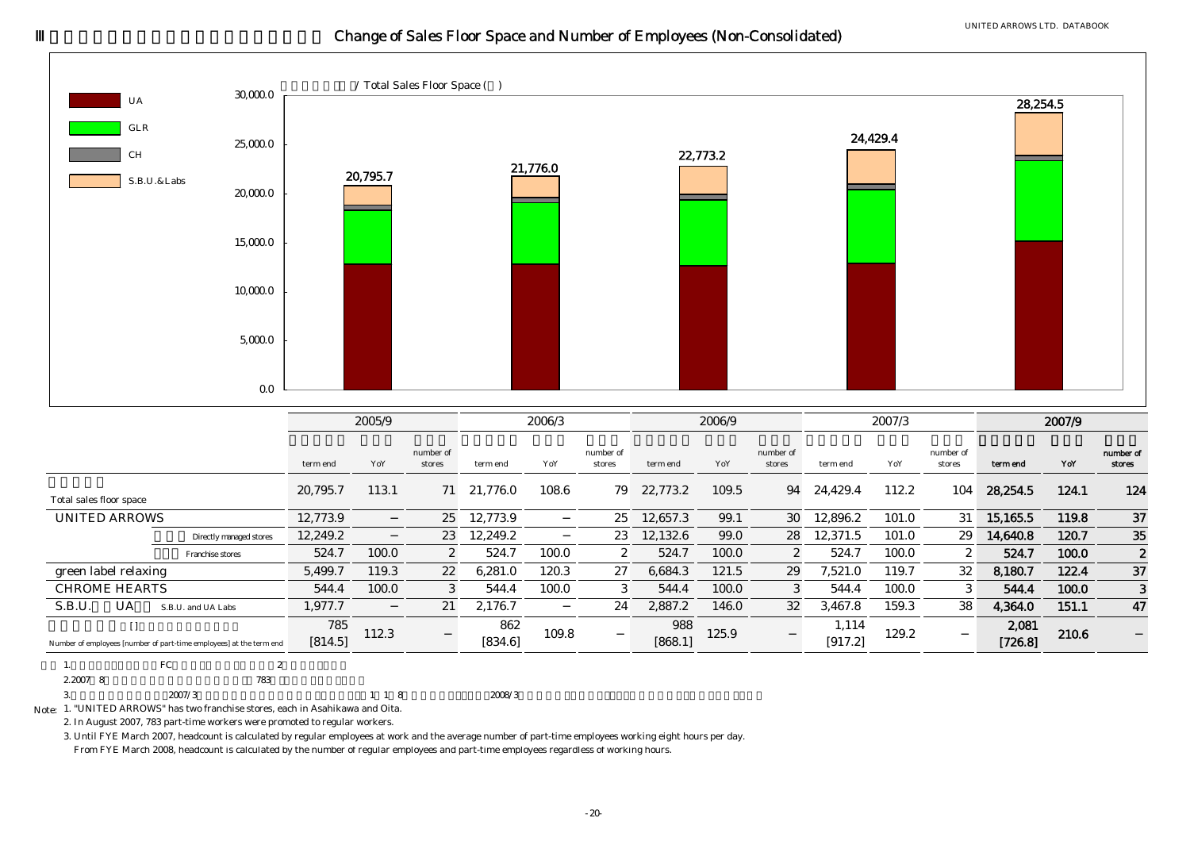# Ⅲ Change of Sales Floor Space and Number of Employees (Non-Consolidated)

/ Total Sales Floor Space ( )

| | UA | GLR | CH | S.B.U.&Labs | Total |
|---|---|---|---|---|---|
| 2005/9 | | | | | 20,795.7 |
| 2006/3 | | | | | 21,776.0 |
| 2006/9 | | | | | 22,773.2 |
| 2007/3 | | | | | 24,429.4 |
| 2007/9 | | | | | 28,254.5 |

| | 2005/9 | | | 2006/3 | | | 2006/9 | | | 2007/3 | | | 2007/9 | | |
|---|---|---|---|---|---|---|---|---|---|---|---|---|---|---|---|
| | term end | YoY | number of stores | term end | YoY | number of stores | term end | YoY | number of stores | term end | YoY | number of stores | term end | YoY | number of stores |
| Total sales floor space | 20,795.7 | 113.1 | 71 | 21,776.0 | 108.6 | 79 | 22,773.2 | 109.5 | 94 | 24,429.4 | 112.2 | 104 | 28,254.5 | 124.1 | 124 |
| UNITED ARROWS | 12,773.9 | − | 25 | 12,773.9 | − | 25 | 12,657.3 | 99.1 | 30 | 12,896.2 | 101.0 | 31 | 15,165.5 | 119.8 | 37 |
| Directly managed stores | 12,249.2 | − | 23 | 12,249.2 | − | 23 | 12,132.6 | 99.0 | 28 | 12,371.5 | 101.0 | 29 | 14,640.8 | 120.7 | 35 |
| Franchise stores | 524.7 | 100.0 | 2 | 524.7 | 100.0 | 2 | 524.7 | 100.0 | 2 | 524.7 | 100.0 | 2 | 524.7 | 100.0 | 2 |
| green label relaxing | 5,499.7 | 119.3 | 22 | 6,281.0 | 120.3 | 27 | 6,684.3 | 121.5 | 29 | 7,521.0 | 119.7 | 32 | 8,180.7 | 122.4 | 37 |
| CHROME HEARTS | 544.4 | 100.0 | 3 | 544.4 | 100.0 | 3 | 544.4 | 100.0 | 3 | 544.4 | 100.0 | 3 | 544.4 | 100.0 | 3 |
| S.B.U. UA S.B.U. and UA Labs | 1,977.7 | − | 21 | 2,176.7 | − | 24 | 2,887.2 | 146.0 | 32 | 3,467.8 | 159.3 | 38 | 4,364.0 | 151.1 | 47 |
| [ ] Number of employees [number of part-time employees] at the term end | 785 [814.5] | 112.3 | − | 862 [834.6] | 109.8 | − | 988 [868.1] | 125.9 | − | 1,114 [917.2] | 129.2 | − | 2,081 [726.8] | 210.6 | − |

1. FC 2
2. 2007 8 783
3. 2007/3 1 1 8 2008/3

Note: 1. "UNITED ARROWS" has two franchise stores, each in Asahikawa and Oita.
2. In August 2007, 783 part-time workers were promoted to regular workers.
3. Until FYE March 2007, headcount is calculated by regular employees at work and the average number of part-time employees working eight hours per day.
From FYE March 2008, headcount is calculated by the number of regular employees and part-time employees regardless of working hours.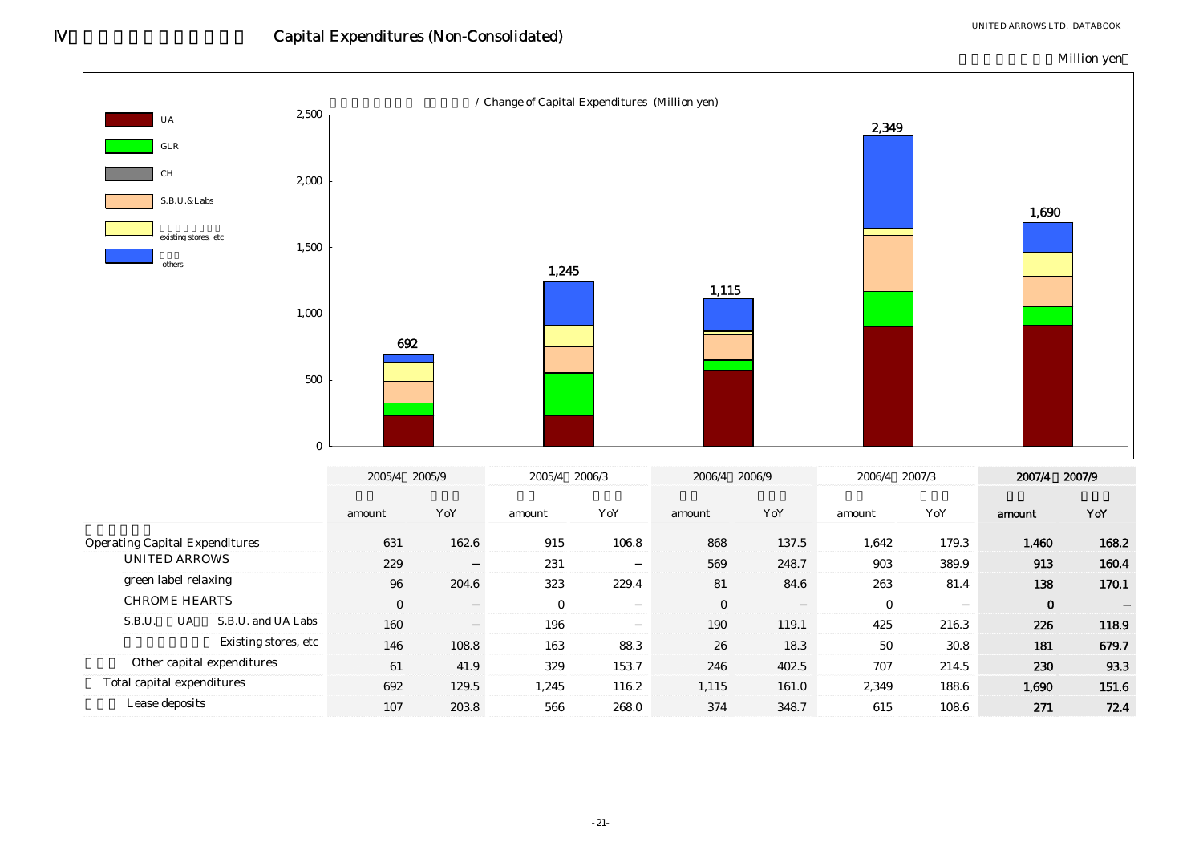# IV Capital Expenditures (Non-Consolidated)

Million yen

/ Change of Capital Expenditures (Million yen)

| | 2005/4 2005/9 | | 2005/4 2006/3 | | 2006/4 2006/9 | | 2006/4 2007/3 | | 2007/4 2007/9 | |
|---|---|---|---|---|---|---|---|---|---|---|
| | amount | YoY | amount | YoY | amount | YoY | amount | YoY | amount | YoY |
| Operating Capital Expenditures | 631 | 162.6 | 915 | 106.8 | 868 | 137.5 | 1,642 | 179.3 | **1,460** | **168.2** |
| UNITED ARROWS | 229 | – | 231 | – | 569 | 248.7 | 903 | 389.9 | **913** | **160.4** |
| green label relaxing | 96 | 204.6 | 323 | 229.4 | 81 | 84.6 | 263 | 81.4 | **138** | **170.1** |
| CHROME HEARTS | 0 | – | 0 | – | 0 | – | 0 | – | **0** | **–** |
| S.B.U. UA S.B.U. and UA Labs | 160 | – | 196 | – | 190 | 119.1 | 425 | 216.3 | **226** | **118.9** |
| Existing stores, etc | 146 | 108.8 | 163 | 88.3 | 26 | 18.3 | 50 | 30.8 | **181** | **679.7** |
| Other capital expenditures | 61 | 41.9 | 329 | 153.7 | 246 | 402.5 | 707 | 214.5 | **230** | **93.3** |
| Total capital expenditures | 692 | 129.5 | 1,245 | 116.2 | 1,115 | 161.0 | 2,349 | 188.6 | **1,690** | **151.6** |
| Lease deposits | 107 | 203.8 | 566 | 268.0 | 374 | 348.7 | 615 | 108.6 | **271** | **72.4** |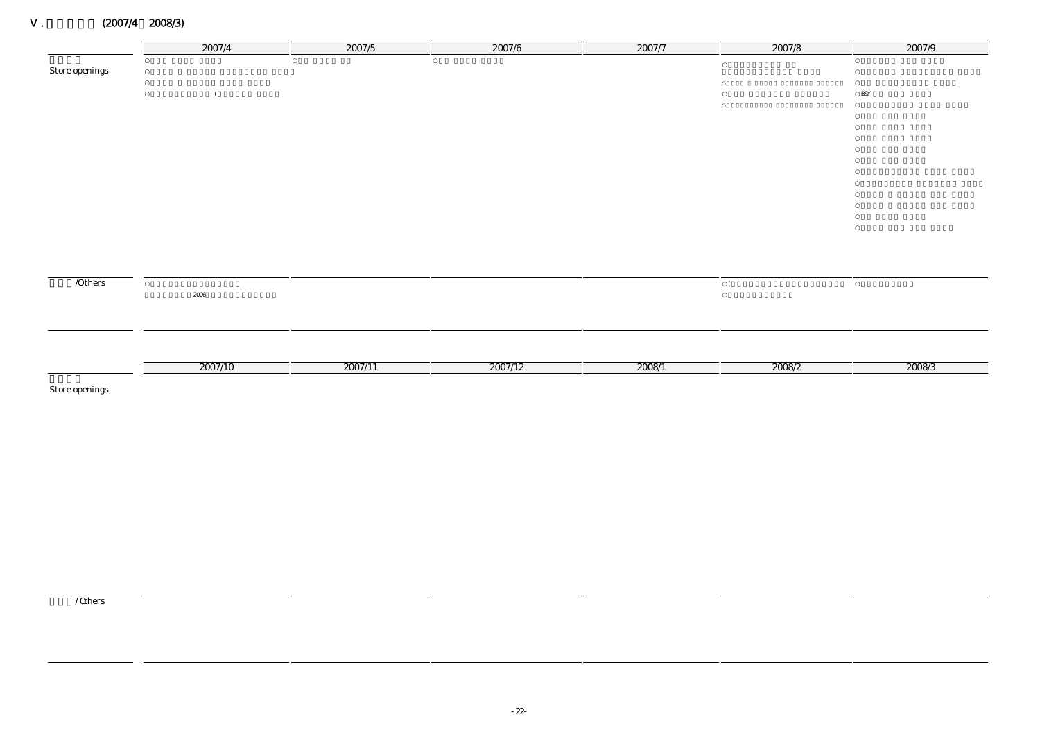# Ⅴ. (2007/4 2008/3)

| | 2007/4 | 2007/5 | 2007/6 | 2007/7 | 2007/8 | 2007/9 |
|---|---|---|---|---|---|---|
| Store openings | ○<br>○<br>○<br>○ ( | ○ | ○ | | ○<br>○<br>○<br>○ | ○<br>○<br>○<br>○B&Y<br>○<br>○<br>○<br>○<br>○<br>○<br>○<br>○<br>○<br>○<br>○<br>○ |
| /Others | ○<br>2006 | | | | ○(<br>○ | ○ |

| | 2007/10 | 2007/11 | 2007/12 | 2008/1 | 2008/2 | 2008/3 |
|---|---|---|---|---|---|---|
| Store openings | | | | | | |
| /Others | | | | | | |